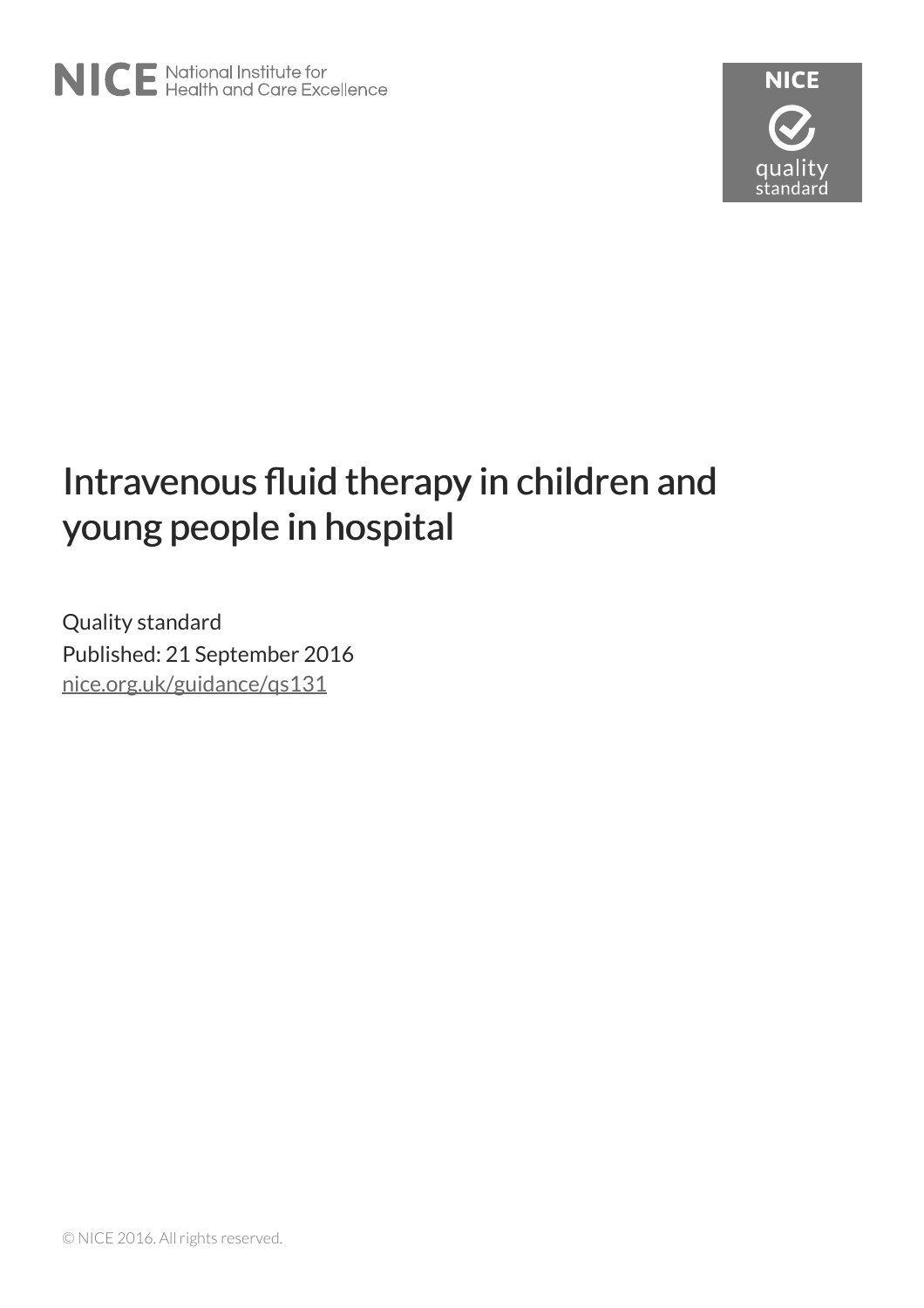NICE National Institute for Health and Care Excellence

NICE quality standard

# Intravenous fluid therapy in children and young people in hospital

Quality standard

Published: 21 September 2016

nice.org.uk/guidance/qs131

© NICE 2016. All rights reserved.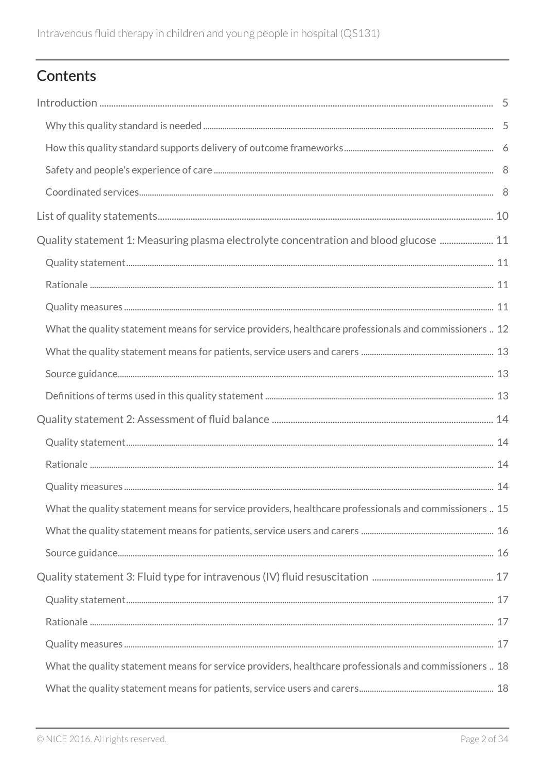## Contents

Introduction ........ 5

- Why this quality standard is needed ........ 5
- How this quality standard supports delivery of outcome frameworks ........ 6
- Safety and people's experience of care ........ 8
- Coordinated services ........ 8

List of quality statements ........ 10

Quality statement 1: Measuring plasma electrolyte concentration and blood glucose ........ 11

- Quality statement ........ 11
- Rationale ........ 11
- Quality measures ........ 11
- What the quality statement means for service providers, healthcare professionals and commissioners ........ 12
- What the quality statement means for patients, service users and carers ........ 13
- Source guidance ........ 13
- Definitions of terms used in this quality statement ........ 13

Quality statement 2: Assessment of fluid balance ........ 14

- Quality statement ........ 14
- Rationale ........ 14
- Quality measures ........ 14
- What the quality statement means for service providers, healthcare professionals and commissioners ........ 15
- What the quality statement means for patients, service users and carers ........ 16
- Source guidance ........ 16

Quality statement 3: Fluid type for intravenous (IV) fluid resuscitation ........ 17

- Quality statement ........ 17
- Rationale ........ 17
- Quality measures ........ 17
- What the quality statement means for service providers, healthcare professionals and commissioners ........ 18
- What the quality statement means for patients, service users and carers ........ 18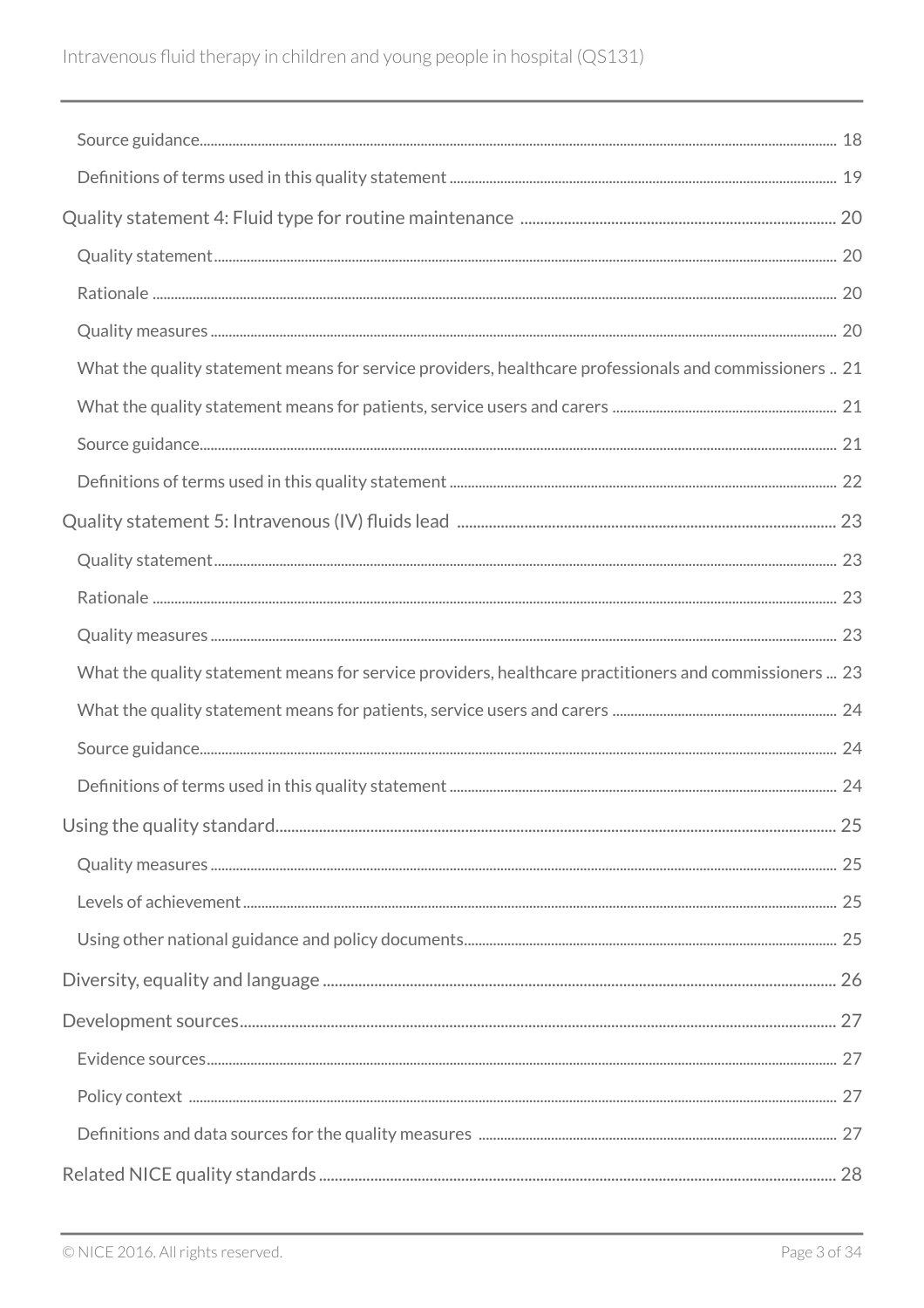Source guidance 18

Definitions of terms used in this quality statement 19

Quality statement 4: Fluid type for routine maintenance 20

Quality statement 20

Rationale 20

Quality measures 20

What the quality statement means for service providers, healthcare professionals and commissioners 21

What the quality statement means for patients, service users and carers 21

Source guidance 21

Definitions of terms used in this quality statement 22

Quality statement 5: Intravenous (IV) fluids lead 23

Quality statement 23

Rationale 23

Quality measures 23

What the quality statement means for service providers, healthcare practitioners and commissioners 23

What the quality statement means for patients, service users and carers 24

Source guidance 24

Definitions of terms used in this quality statement 24

Using the quality standard 25

Quality measures 25

Levels of achievement 25

Using other national guidance and policy documents 25

Diversity, equality and language 26

Development sources 27

Evidence sources 27

Policy context 27

Definitions and data sources for the quality measures 27

Related NICE quality standards 28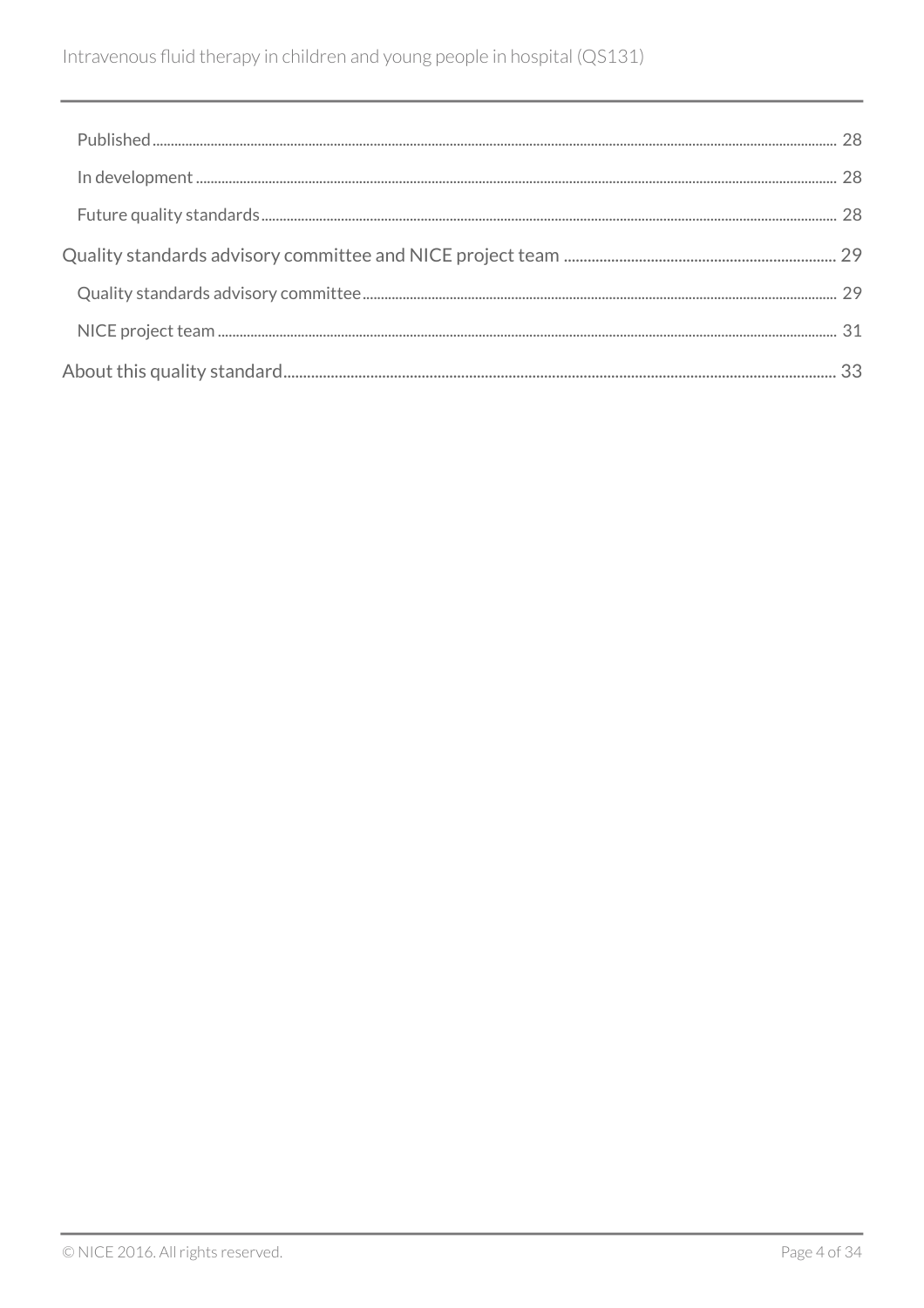- Published ..... 28
- In development ..... 28
- Future quality standards ..... 28

Quality standards advisory committee and NICE project team ..... 29

- Quality standards advisory committee ..... 29
- NICE project team ..... 31

About this quality standard ..... 33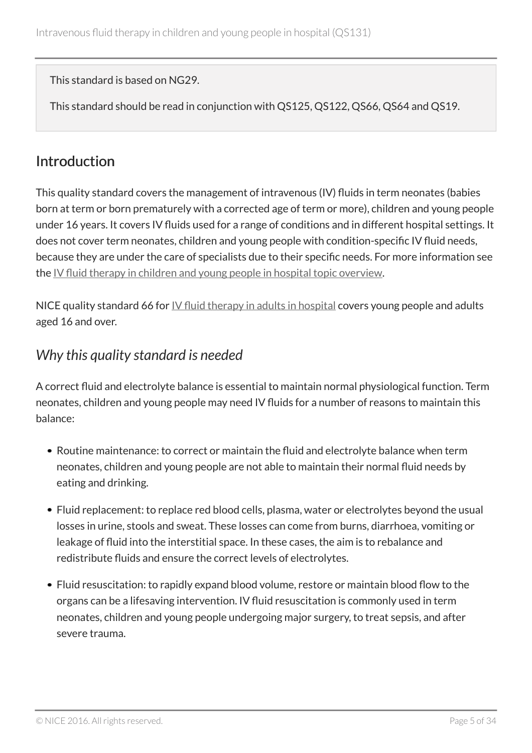This standard is based on NG29.

This standard should be read in conjunction with QS125, QS122, QS66, QS64 and QS19.

## Introduction

This quality standard covers the management of intravenous (IV) fluids in term neonates (babies born at term or born prematurely with a corrected age of term or more), children and young people under 16 years. It covers IV fluids used for a range of conditions and in different hospital settings. It does not cover term neonates, children and young people with condition-specific IV fluid needs, because they are under the care of specialists due to their specific needs. For more information see the IV fluid therapy in children and young people in hospital topic overview.

NICE quality standard 66 for IV fluid therapy in adults in hospital covers young people and adults aged 16 and over.

### *Why this quality standard is needed*

A correct fluid and electrolyte balance is essential to maintain normal physiological function. Term neonates, children and young people may need IV fluids for a number of reasons to maintain this balance:

- Routine maintenance: to correct or maintain the fluid and electrolyte balance when term neonates, children and young people are not able to maintain their normal fluid needs by eating and drinking.
- Fluid replacement: to replace red blood cells, plasma, water or electrolytes beyond the usual losses in urine, stools and sweat. These losses can come from burns, diarrhoea, vomiting or leakage of fluid into the interstitial space. In these cases, the aim is to rebalance and redistribute fluids and ensure the correct levels of electrolytes.
- Fluid resuscitation: to rapidly expand blood volume, restore or maintain blood flow to the organs can be a lifesaving intervention. IV fluid resuscitation is commonly used in term neonates, children and young people undergoing major surgery, to treat sepsis, and after severe trauma.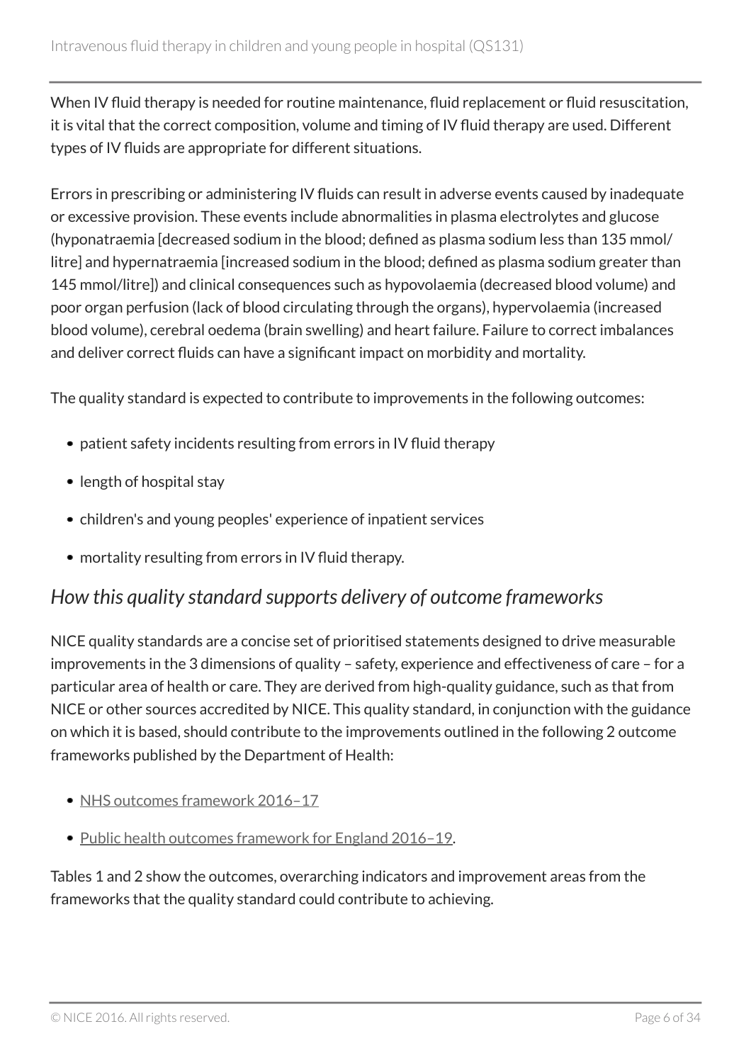When IV fluid therapy is needed for routine maintenance, fluid replacement or fluid resuscitation, it is vital that the correct composition, volume and timing of IV fluid therapy are used. Different types of IV fluids are appropriate for different situations.

Errors in prescribing or administering IV fluids can result in adverse events caused by inadequate or excessive provision. These events include abnormalities in plasma electrolytes and glucose (hyponatraemia [decreased sodium in the blood; defined as plasma sodium less than 135 mmol/litre] and hypernatraemia [increased sodium in the blood; defined as plasma sodium greater than 145 mmol/litre]) and clinical consequences such as hypovolaemia (decreased blood volume) and poor organ perfusion (lack of blood circulating through the organs), hypervolaemia (increased blood volume), cerebral oedema (brain swelling) and heart failure. Failure to correct imbalances and deliver correct fluids can have a significant impact on morbidity and mortality.

The quality standard is expected to contribute to improvements in the following outcomes:

- patient safety incidents resulting from errors in IV fluid therapy
- length of hospital stay
- children's and young peoples' experience of inpatient services
- mortality resulting from errors in IV fluid therapy.

## *How this quality standard supports delivery of outcome frameworks*

NICE quality standards are a concise set of prioritised statements designed to drive measurable improvements in the 3 dimensions of quality – safety, experience and effectiveness of care – for a particular area of health or care. They are derived from high-quality guidance, such as that from NICE or other sources accredited by NICE. This quality standard, in conjunction with the guidance on which it is based, should contribute to the improvements outlined in the following 2 outcome frameworks published by the Department of Health:

- NHS outcomes framework 2016–17
- Public health outcomes framework for England 2016–19.

Tables 1 and 2 show the outcomes, overarching indicators and improvement areas from the frameworks that the quality standard could contribute to achieving.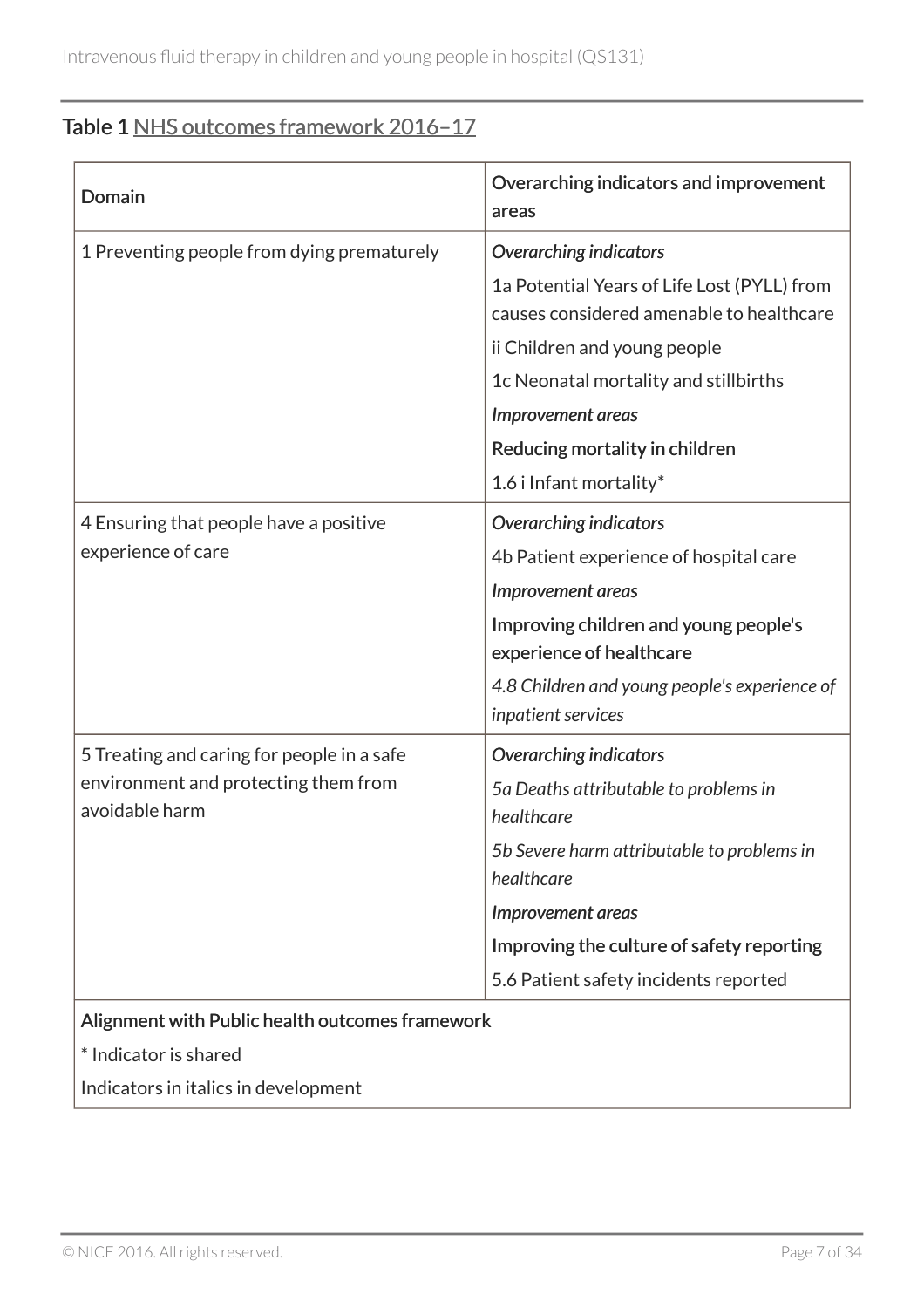## Table 1 NHS outcomes framework 2016–17

| Domain | Overarching indicators and improvement areas |
| --- | --- |
| 1 Preventing people from dying prematurely | *Overarching indicators*<br>1a Potential Years of Life Lost (PYLL) from causes considered amenable to healthcare<br>ii Children and young people<br>1c Neonatal mortality and stillbirths<br>*Improvement areas*<br>Reducing mortality in children<br>1.6 i Infant mortality* |
| 4 Ensuring that people have a positive experience of care | *Overarching indicators*<br>4b Patient experience of hospital care<br>*Improvement areas*<br>Improving children and young people's experience of healthcare<br>*4.8 Children and young people's experience of inpatient services* |
| 5 Treating and caring for people in a safe environment and protecting them from avoidable harm | *Overarching indicators*<br>*5a Deaths attributable to problems in healthcare*<br>*5b Severe harm attributable to problems in healthcare*<br>*Improvement areas*<br>Improving the culture of safety reporting<br>5.6 Patient safety incidents reported |
| Alignment with Public health outcomes framework<br>* Indicator is shared<br>Indicators in italics in development | |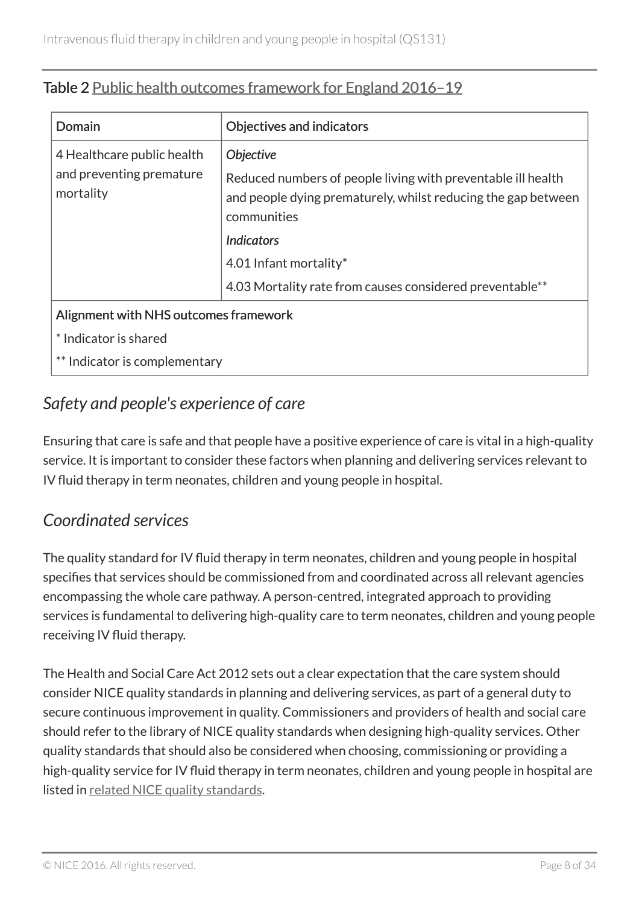Table 2 Public health outcomes framework for England 2016–19

| Domain | Objectives and indicators |
|---|---|
| 4 Healthcare public health and preventing premature mortality | *Objective*<br>Reduced numbers of people living with preventable ill health and people dying prematurely, whilst reducing the gap between communities<br>*Indicators*<br>4.01 Infant mortality*<br>4.03 Mortality rate from causes considered preventable** |
| Alignment with NHS outcomes framework<br>* Indicator is shared<br>** Indicator is complementary | |

## *Safety and people's experience of care*

Ensuring that care is safe and that people have a positive experience of care is vital in a high-quality service. It is important to consider these factors when planning and delivering services relevant to IV fluid therapy in term neonates, children and young people in hospital.

## *Coordinated services*

The quality standard for IV fluid therapy in term neonates, children and young people in hospital specifies that services should be commissioned from and coordinated across all relevant agencies encompassing the whole care pathway. A person-centred, integrated approach to providing services is fundamental to delivering high-quality care to term neonates, children and young people receiving IV fluid therapy.

The Health and Social Care Act 2012 sets out a clear expectation that the care system should consider NICE quality standards in planning and delivering services, as part of a general duty to secure continuous improvement in quality. Commissioners and providers of health and social care should refer to the library of NICE quality standards when designing high-quality services. Other quality standards that should also be considered when choosing, commissioning or providing a high-quality service for IV fluid therapy in term neonates, children and young people in hospital are listed in related NICE quality standards.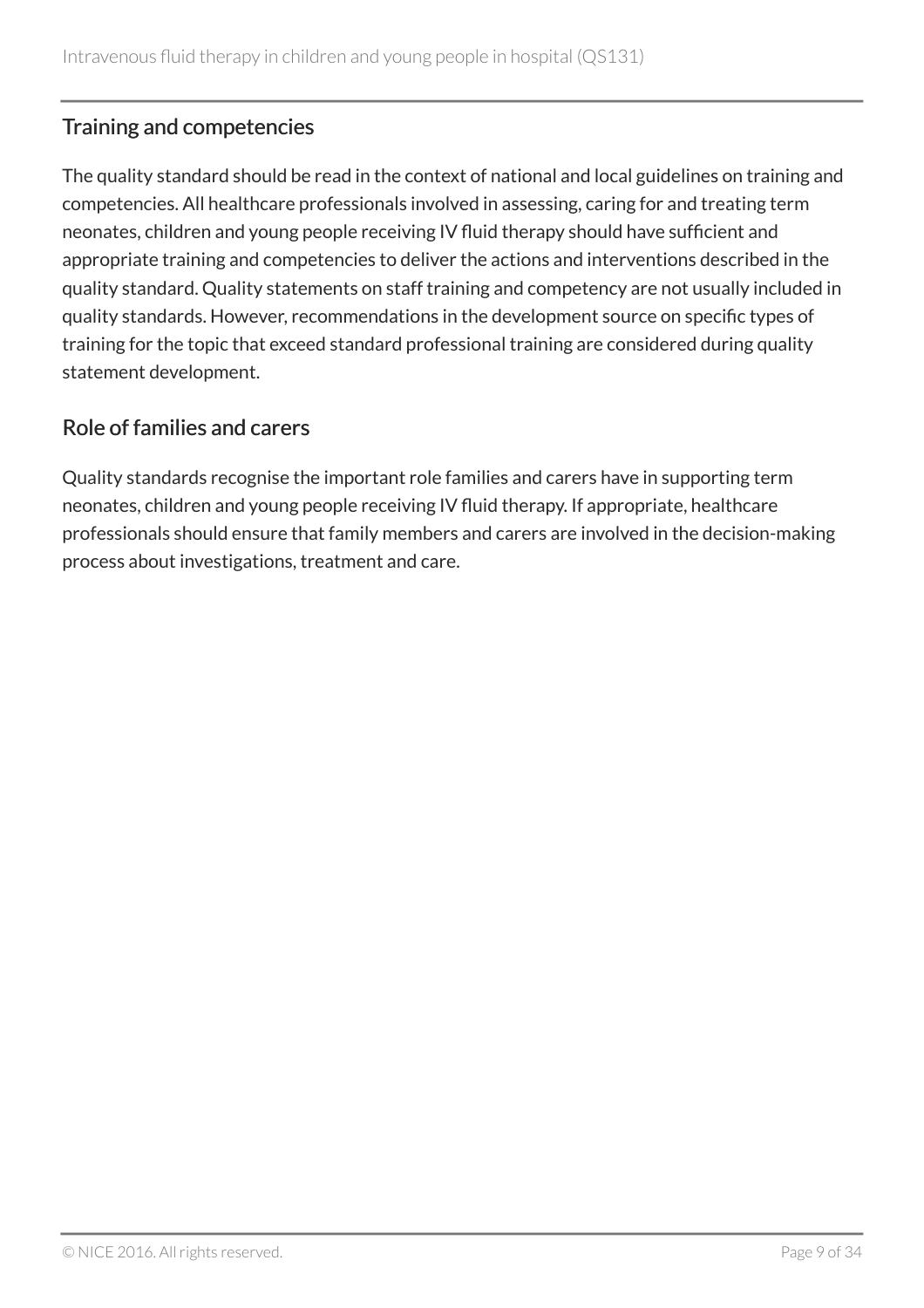## Training and competencies

The quality standard should be read in the context of national and local guidelines on training and competencies. All healthcare professionals involved in assessing, caring for and treating term neonates, children and young people receiving IV fluid therapy should have sufficient and appropriate training and competencies to deliver the actions and interventions described in the quality standard. Quality statements on staff training and competency are not usually included in quality standards. However, recommendations in the development source on specific types of training for the topic that exceed standard professional training are considered during quality statement development.

## Role of families and carers

Quality standards recognise the important role families and carers have in supporting term neonates, children and young people receiving IV fluid therapy. If appropriate, healthcare professionals should ensure that family members and carers are involved in the decision-making process about investigations, treatment and care.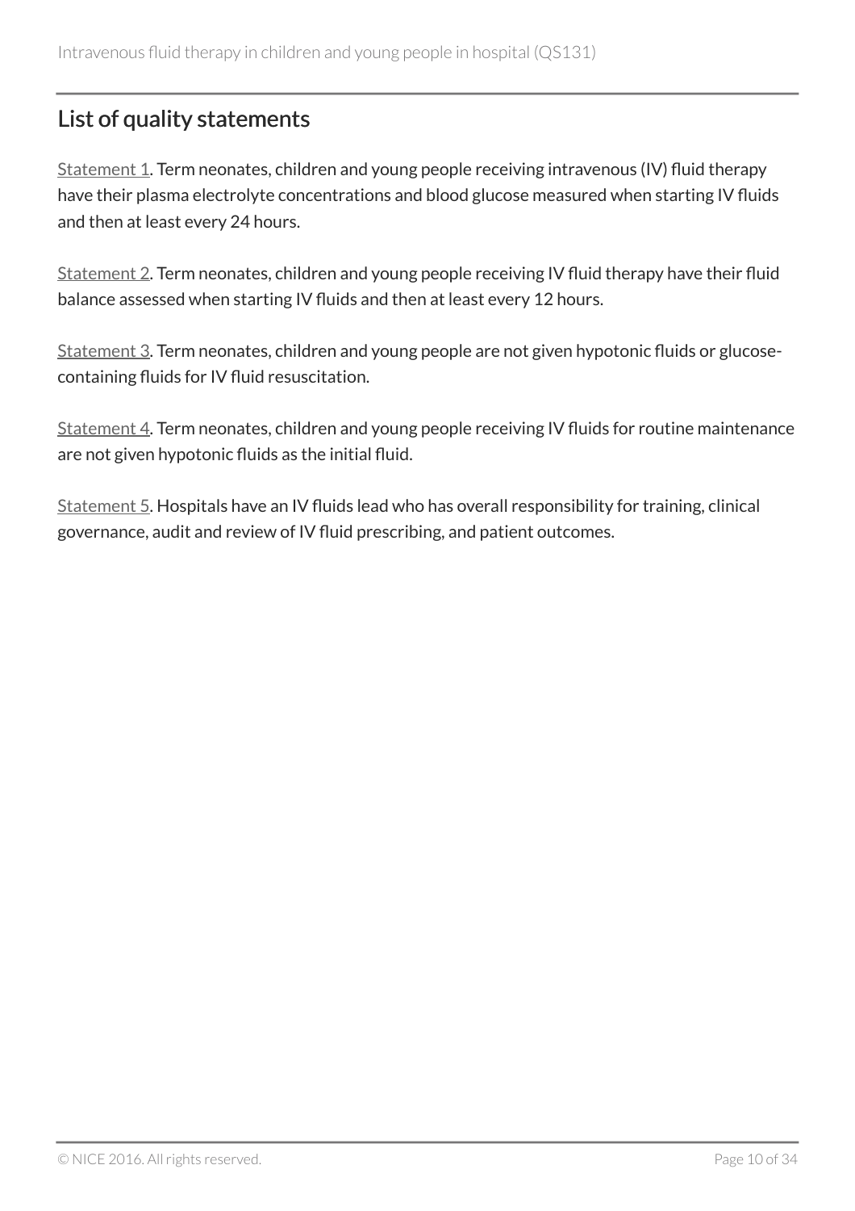## List of quality statements

Statement 1. Term neonates, children and young people receiving intravenous (IV) fluid therapy have their plasma electrolyte concentrations and blood glucose measured when starting IV fluids and then at least every 24 hours.

Statement 2. Term neonates, children and young people receiving IV fluid therapy have their fluid balance assessed when starting IV fluids and then at least every 12 hours.

Statement 3. Term neonates, children and young people are not given hypotonic fluids or glucose-containing fluids for IV fluid resuscitation.

Statement 4. Term neonates, children and young people receiving IV fluids for routine maintenance are not given hypotonic fluids as the initial fluid.

Statement 5. Hospitals have an IV fluids lead who has overall responsibility for training, clinical governance, audit and review of IV fluid prescribing, and patient outcomes.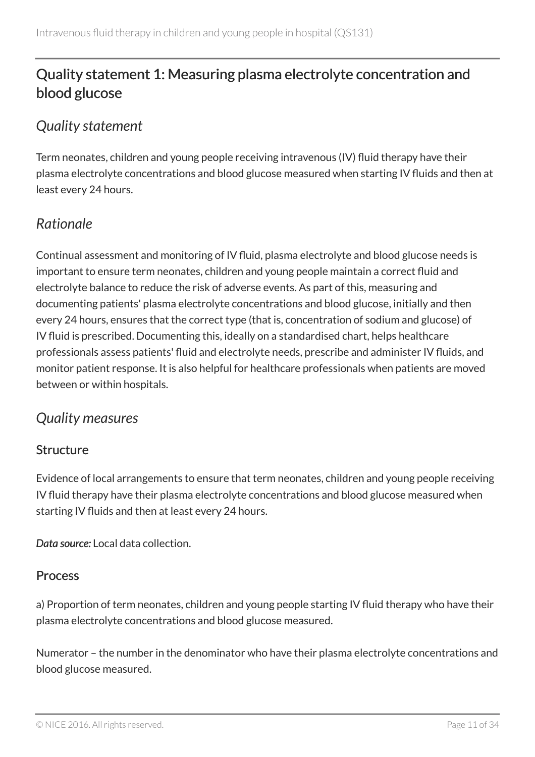## Quality statement 1: Measuring plasma electrolyte concentration and blood glucose

### *Quality statement*

Term neonates, children and young people receiving intravenous (IV) fluid therapy have their plasma electrolyte concentrations and blood glucose measured when starting IV fluids and then at least every 24 hours.

### *Rationale*

Continual assessment and monitoring of IV fluid, plasma electrolyte and blood glucose needs is important to ensure term neonates, children and young people maintain a correct fluid and electrolyte balance to reduce the risk of adverse events. As part of this, measuring and documenting patients' plasma electrolyte concentrations and blood glucose, initially and then every 24 hours, ensures that the correct type (that is, concentration of sodium and glucose) of IV fluid is prescribed. Documenting this, ideally on a standardised chart, helps healthcare professionals assess patients' fluid and electrolyte needs, prescribe and administer IV fluids, and monitor patient response. It is also helpful for healthcare professionals when patients are moved between or within hospitals.

### *Quality measures*

#### Structure

Evidence of local arrangements to ensure that term neonates, children and young people receiving IV fluid therapy have their plasma electrolyte concentrations and blood glucose measured when starting IV fluids and then at least every 24 hours.

***Data source:*** Local data collection.

#### Process

a) Proportion of term neonates, children and young people starting IV fluid therapy who have their plasma electrolyte concentrations and blood glucose measured.

Numerator – the number in the denominator who have their plasma electrolyte concentrations and blood glucose measured.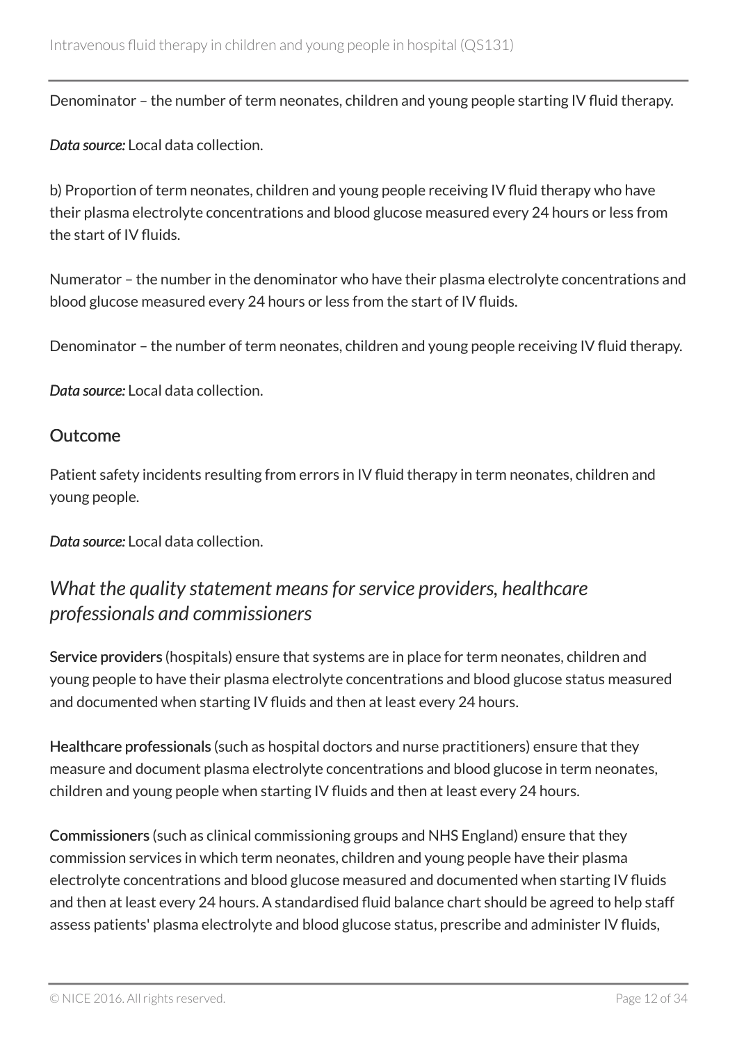Denominator – the number of term neonates, children and young people starting IV fluid therapy.

*Data source:* Local data collection.

b) Proportion of term neonates, children and young people receiving IV fluid therapy who have their plasma electrolyte concentrations and blood glucose measured every 24 hours or less from the start of IV fluids.

Numerator – the number in the denominator who have their plasma electrolyte concentrations and blood glucose measured every 24 hours or less from the start of IV fluids.

Denominator – the number of term neonates, children and young people receiving IV fluid therapy.

*Data source:* Local data collection.

### Outcome

Patient safety incidents resulting from errors in IV fluid therapy in term neonates, children and young people.

*Data source:* Local data collection.

## *What the quality statement means for service providers, healthcare professionals and commissioners*

**Service providers** (hospitals) ensure that systems are in place for term neonates, children and young people to have their plasma electrolyte concentrations and blood glucose status measured and documented when starting IV fluids and then at least every 24 hours.

**Healthcare professionals** (such as hospital doctors and nurse practitioners) ensure that they measure and document plasma electrolyte concentrations and blood glucose in term neonates, children and young people when starting IV fluids and then at least every 24 hours.

**Commissioners** (such as clinical commissioning groups and NHS England) ensure that they commission services in which term neonates, children and young people have their plasma electrolyte concentrations and blood glucose measured and documented when starting IV fluids and then at least every 24 hours. A standardised fluid balance chart should be agreed to help staff assess patients' plasma electrolyte and blood glucose status, prescribe and administer IV fluids,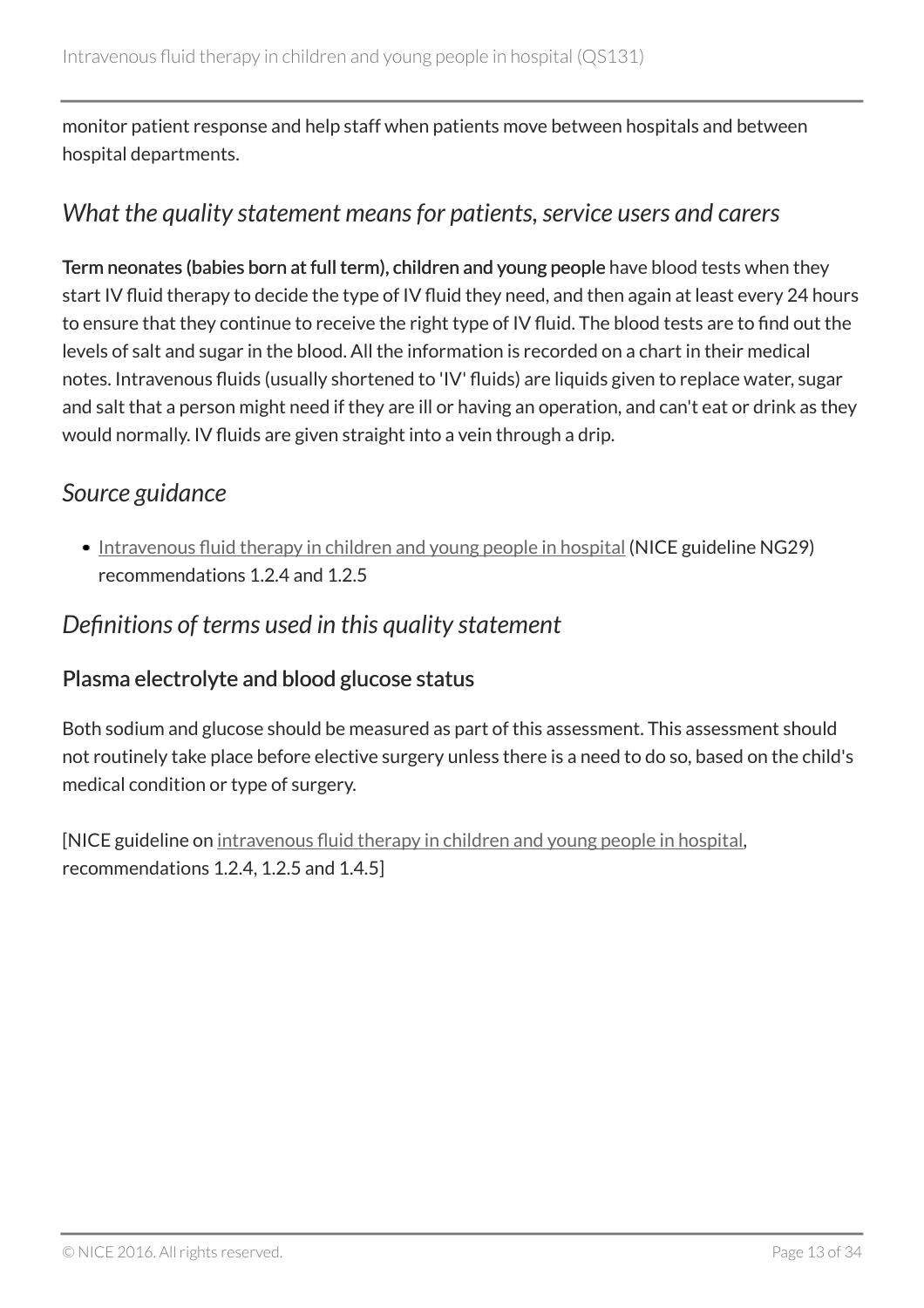monitor patient response and help staff when patients move between hospitals and between hospital departments.

## *What the quality statement means for patients, service users and carers*

**Term neonates (babies born at full term), children and young people** have blood tests when they start IV fluid therapy to decide the type of IV fluid they need, and then again at least every 24 hours to ensure that they continue to receive the right type of IV fluid. The blood tests are to find out the levels of salt and sugar in the blood. All the information is recorded on a chart in their medical notes. Intravenous fluids (usually shortened to 'IV' fluids) are liquids given to replace water, sugar and salt that a person might need if they are ill or having an operation, and can't eat or drink as they would normally. IV fluids are given straight into a vein through a drip.

## *Source guidance*

- Intravenous fluid therapy in children and young people in hospital (NICE guideline NG29) recommendations 1.2.4 and 1.2.5

## *Definitions of terms used in this quality statement*

### Plasma electrolyte and blood glucose status

Both sodium and glucose should be measured as part of this assessment. This assessment should not routinely take place before elective surgery unless there is a need to do so, based on the child's medical condition or type of surgery.

[NICE guideline on intravenous fluid therapy in children and young people in hospital, recommendations 1.2.4, 1.2.5 and 1.4.5]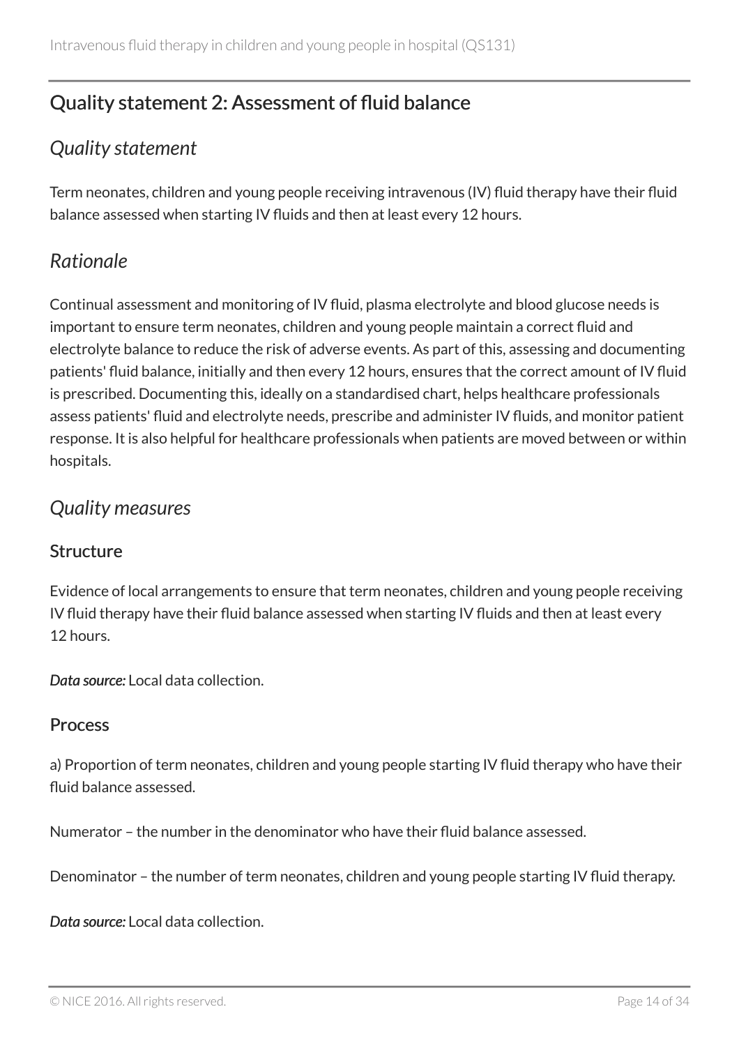## Quality statement 2: Assessment of fluid balance

### *Quality statement*

Term neonates, children and young people receiving intravenous (IV) fluid therapy have their fluid balance assessed when starting IV fluids and then at least every 12 hours.

### *Rationale*

Continual assessment and monitoring of IV fluid, plasma electrolyte and blood glucose needs is important to ensure term neonates, children and young people maintain a correct fluid and electrolyte balance to reduce the risk of adverse events. As part of this, assessing and documenting patients' fluid balance, initially and then every 12 hours, ensures that the correct amount of IV fluid is prescribed. Documenting this, ideally on a standardised chart, helps healthcare professionals assess patients' fluid and electrolyte needs, prescribe and administer IV fluids, and monitor patient response. It is also helpful for healthcare professionals when patients are moved between or within hospitals.

### *Quality measures*

#### Structure

Evidence of local arrangements to ensure that term neonates, children and young people receiving IV fluid therapy have their fluid balance assessed when starting IV fluids and then at least every 12 hours.

***Data source:*** Local data collection.

#### Process

a) Proportion of term neonates, children and young people starting IV fluid therapy who have their fluid balance assessed.

Numerator – the number in the denominator who have their fluid balance assessed.

Denominator – the number of term neonates, children and young people starting IV fluid therapy.

***Data source:*** Local data collection.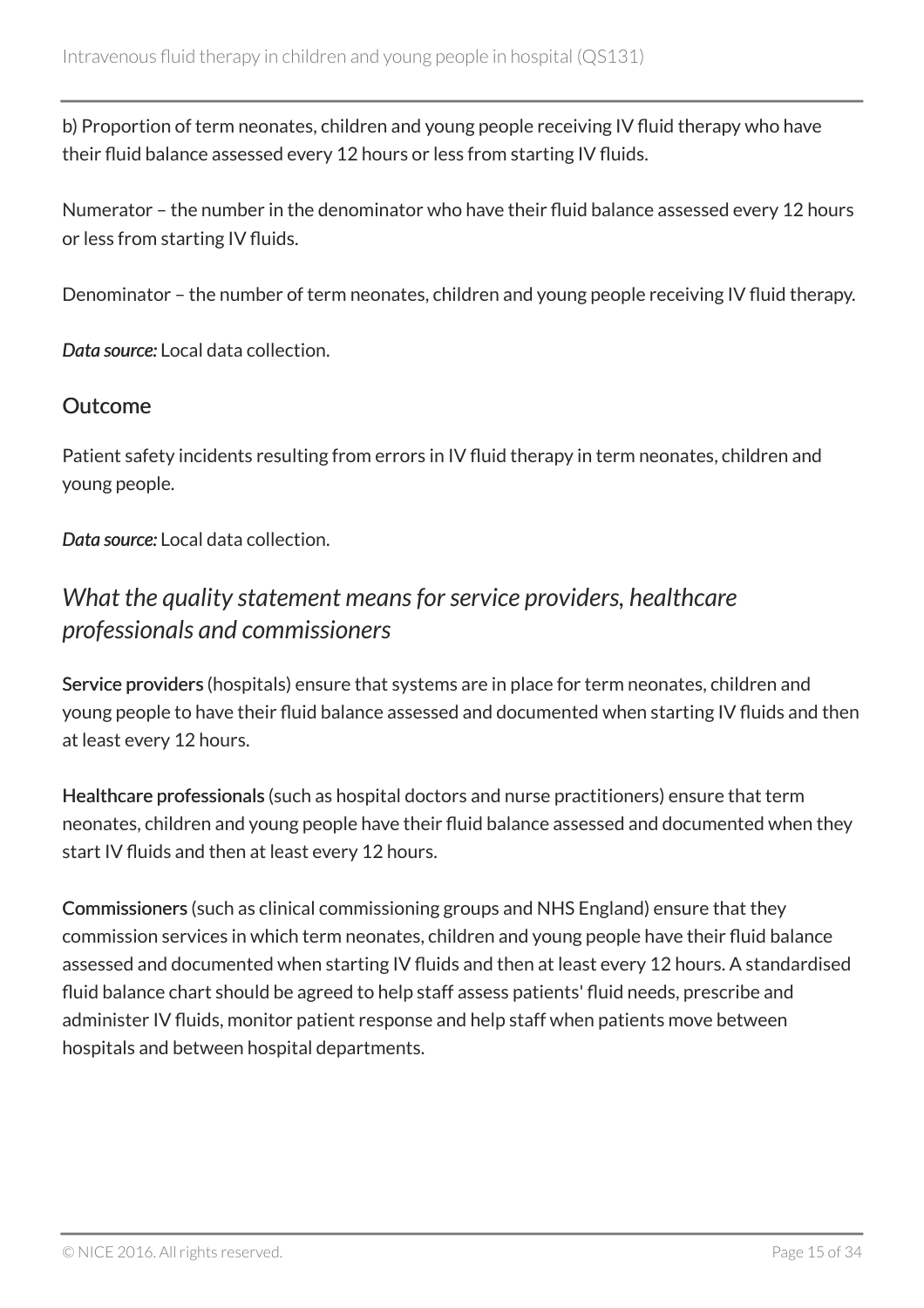b) Proportion of term neonates, children and young people receiving IV fluid therapy who have their fluid balance assessed every 12 hours or less from starting IV fluids.

Numerator – the number in the denominator who have their fluid balance assessed every 12 hours or less from starting IV fluids.

Denominator – the number of term neonates, children and young people receiving IV fluid therapy.

***Data source:*** Local data collection.

### Outcome

Patient safety incidents resulting from errors in IV fluid therapy in term neonates, children and young people.

***Data source:*** Local data collection.

## *What the quality statement means for service providers, healthcare professionals and commissioners*

**Service providers** (hospitals) ensure that systems are in place for term neonates, children and young people to have their fluid balance assessed and documented when starting IV fluids and then at least every 12 hours.

**Healthcare professionals** (such as hospital doctors and nurse practitioners) ensure that term neonates, children and young people have their fluid balance assessed and documented when they start IV fluids and then at least every 12 hours.

**Commissioners** (such as clinical commissioning groups and NHS England) ensure that they commission services in which term neonates, children and young people have their fluid balance assessed and documented when starting IV fluids and then at least every 12 hours. A standardised fluid balance chart should be agreed to help staff assess patients' fluid needs, prescribe and administer IV fluids, monitor patient response and help staff when patients move between hospitals and between hospital departments.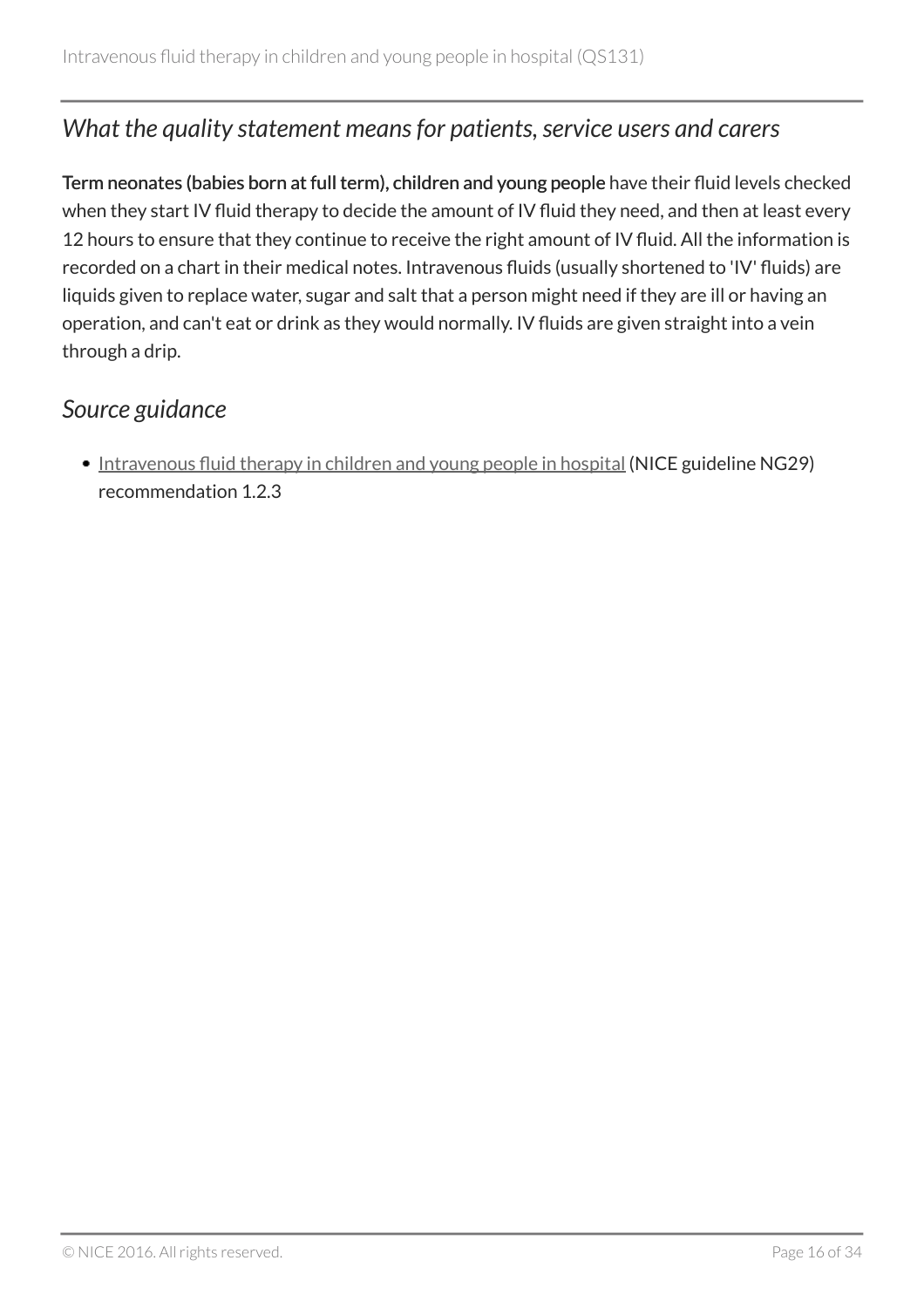## *What the quality statement means for patients, service users and carers*

**Term neonates (babies born at full term), children and young people** have their fluid levels checked when they start IV fluid therapy to decide the amount of IV fluid they need, and then at least every 12 hours to ensure that they continue to receive the right amount of IV fluid. All the information is recorded on a chart in their medical notes. Intravenous fluids (usually shortened to 'IV' fluids) are liquids given to replace water, sugar and salt that a person might need if they are ill or having an operation, and can't eat or drink as they would normally. IV fluids are given straight into a vein through a drip.

## *Source guidance*

- Intravenous fluid therapy in children and young people in hospital (NICE guideline NG29) recommendation 1.2.3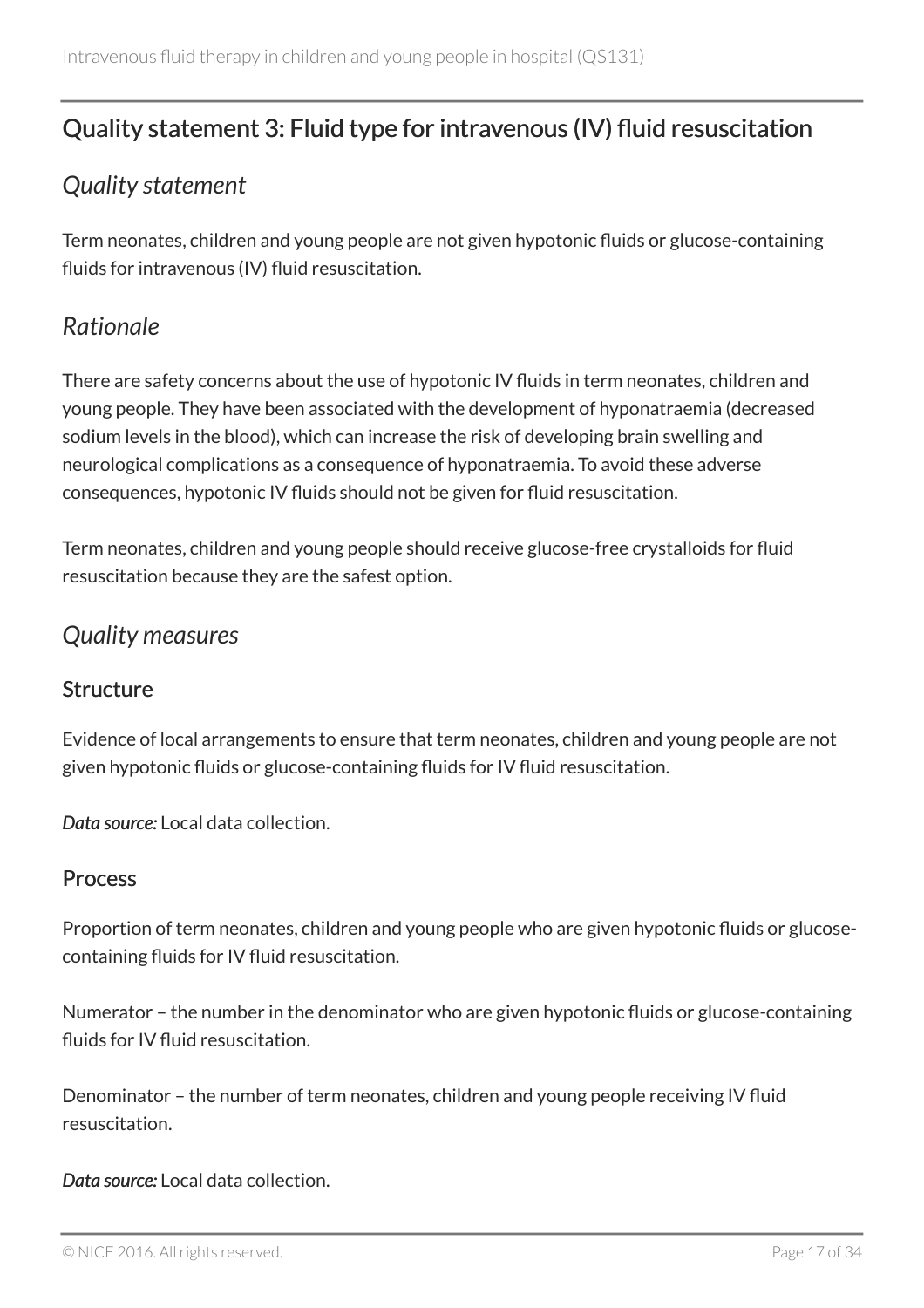## Quality statement 3: Fluid type for intravenous (IV) fluid resuscitation

### *Quality statement*

Term neonates, children and young people are not given hypotonic fluids or glucose-containing fluids for intravenous (IV) fluid resuscitation.

### *Rationale*

There are safety concerns about the use of hypotonic IV fluids in term neonates, children and young people. They have been associated with the development of hyponatraemia (decreased sodium levels in the blood), which can increase the risk of developing brain swelling and neurological complications as a consequence of hyponatraemia. To avoid these adverse consequences, hypotonic IV fluids should not be given for fluid resuscitation.

Term neonates, children and young people should receive glucose-free crystalloids for fluid resuscitation because they are the safest option.

### *Quality measures*

#### Structure

Evidence of local arrangements to ensure that term neonates, children and young people are not given hypotonic fluids or glucose-containing fluids for IV fluid resuscitation.

***Data source:*** Local data collection.

#### Process

Proportion of term neonates, children and young people who are given hypotonic fluids or glucose-containing fluids for IV fluid resuscitation.

Numerator – the number in the denominator who are given hypotonic fluids or glucose-containing fluids for IV fluid resuscitation.

Denominator – the number of term neonates, children and young people receiving IV fluid resuscitation.

***Data source:*** Local data collection.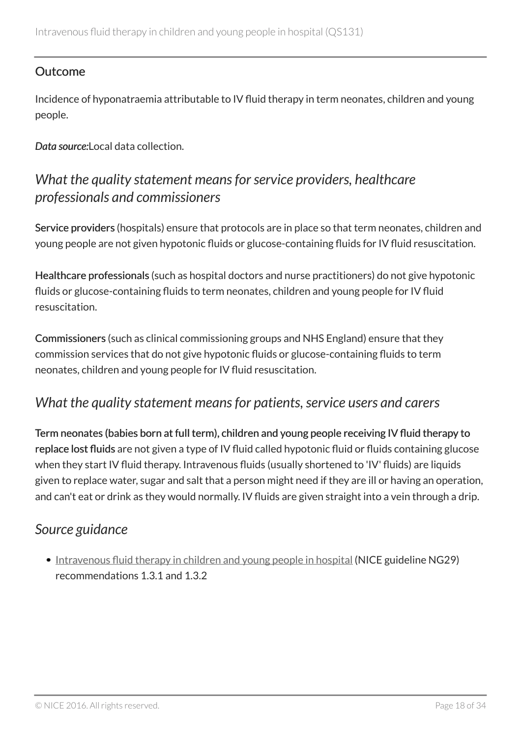### Outcome

Incidence of hyponatraemia attributable to IV fluid therapy in term neonates, children and young people.

*Data source:*Local data collection.

## *What the quality statement means for service providers, healthcare professionals and commissioners*

Service providers (hospitals) ensure that protocols are in place so that term neonates, children and young people are not given hypotonic fluids or glucose-containing fluids for IV fluid resuscitation.

Healthcare professionals (such as hospital doctors and nurse practitioners) do not give hypotonic fluids or glucose-containing fluids to term neonates, children and young people for IV fluid resuscitation.

Commissioners (such as clinical commissioning groups and NHS England) ensure that they commission services that do not give hypotonic fluids or glucose-containing fluids to term neonates, children and young people for IV fluid resuscitation.

## *What the quality statement means for patients, service users and carers*

**Term neonates (babies born at full term), children and young people receiving IV fluid therapy to replace lost fluids** are not given a type of IV fluid called hypotonic fluid or fluids containing glucose when they start IV fluid therapy. Intravenous fluids (usually shortened to 'IV' fluids) are liquids given to replace water, sugar and salt that a person might need if they are ill or having an operation, and can't eat or drink as they would normally. IV fluids are given straight into a vein through a drip.

## *Source guidance*

- Intravenous fluid therapy in children and young people in hospital (NICE guideline NG29) recommendations 1.3.1 and 1.3.2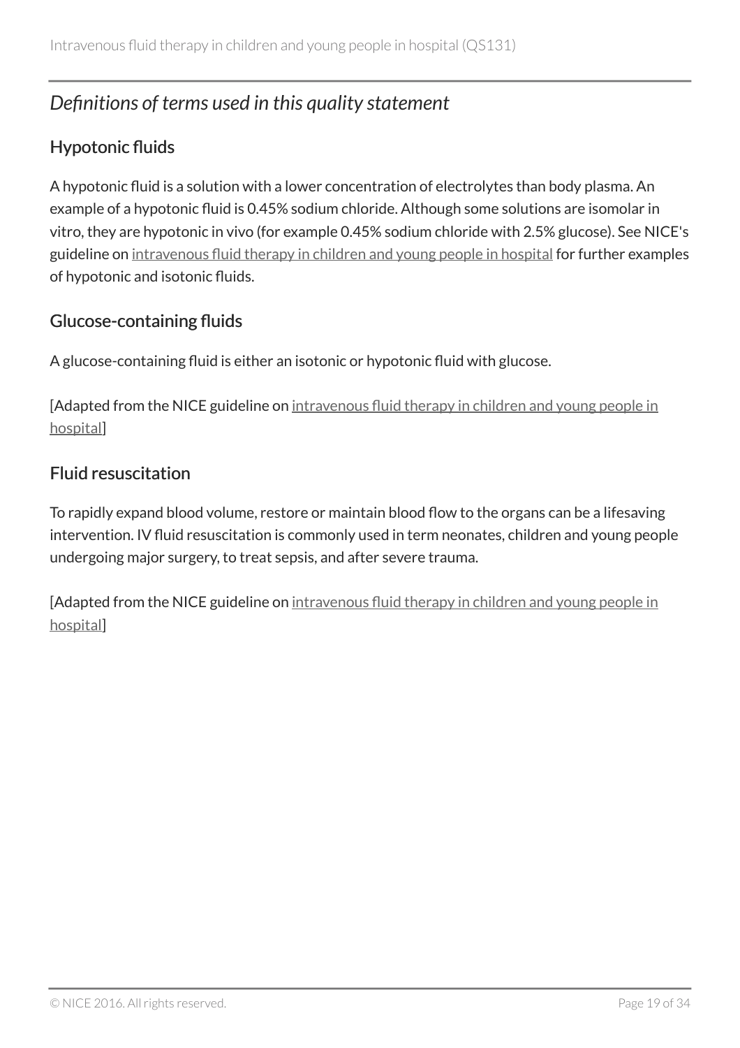## *Definitions of terms used in this quality statement*

### Hypotonic fluids

A hypotonic fluid is a solution with a lower concentration of electrolytes than body plasma. An example of a hypotonic fluid is 0.45% sodium chloride. Although some solutions are isomolar in vitro, they are hypotonic in vivo (for example 0.45% sodium chloride with 2.5% glucose). See NICE's guideline on intravenous fluid therapy in children and young people in hospital for further examples of hypotonic and isotonic fluids.

### Glucose-containing fluids

A glucose-containing fluid is either an isotonic or hypotonic fluid with glucose.

[Adapted from the NICE guideline on intravenous fluid therapy in children and young people in hospital]

### Fluid resuscitation

To rapidly expand blood volume, restore or maintain blood flow to the organs can be a lifesaving intervention. IV fluid resuscitation is commonly used in term neonates, children and young people undergoing major surgery, to treat sepsis, and after severe trauma.

[Adapted from the NICE guideline on intravenous fluid therapy in children and young people in hospital]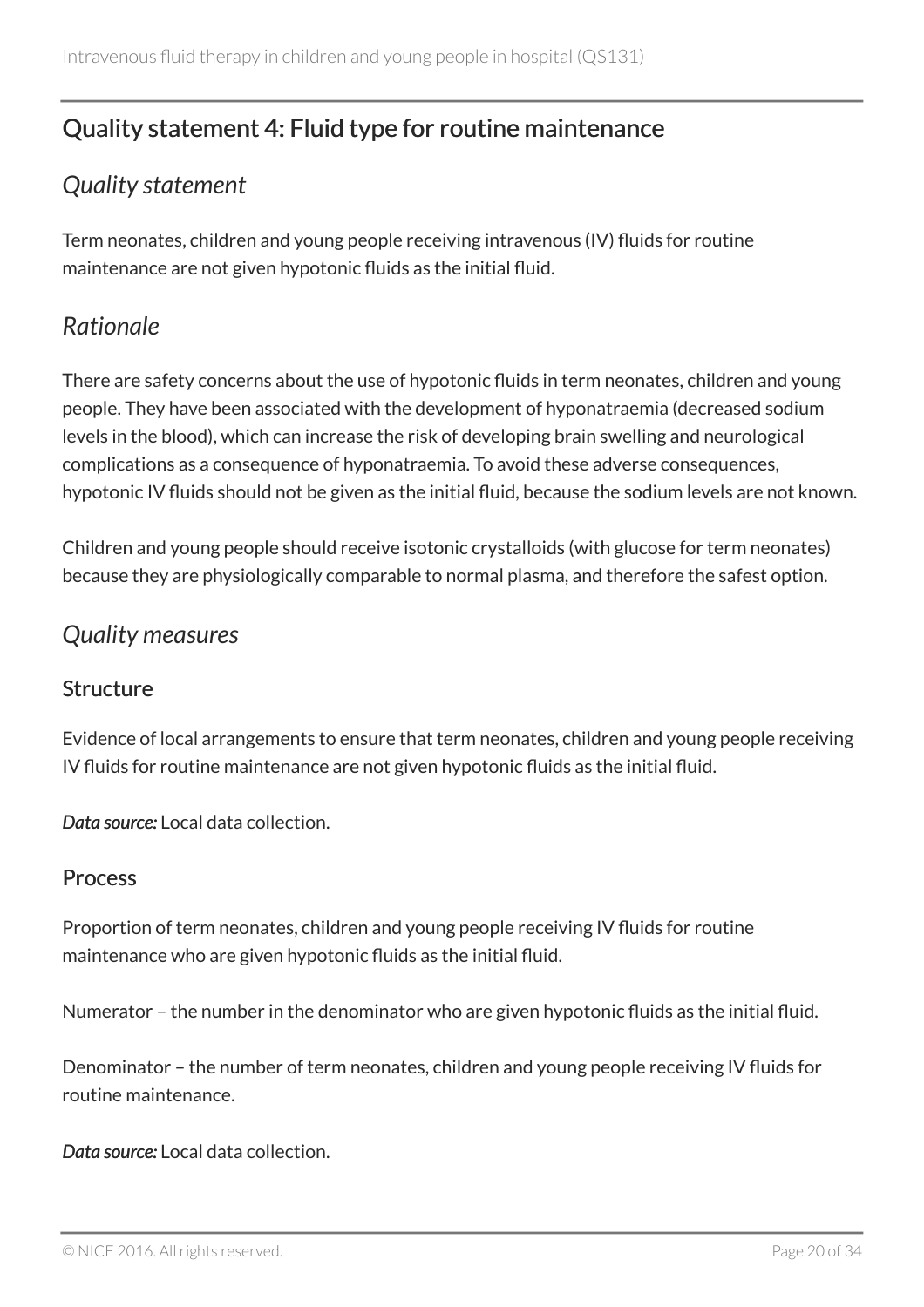## Quality statement 4: Fluid type for routine maintenance

### *Quality statement*

Term neonates, children and young people receiving intravenous (IV) fluids for routine maintenance are not given hypotonic fluids as the initial fluid.

### *Rationale*

There are safety concerns about the use of hypotonic fluids in term neonates, children and young people. They have been associated with the development of hyponatraemia (decreased sodium levels in the blood), which can increase the risk of developing brain swelling and neurological complications as a consequence of hyponatraemia. To avoid these adverse consequences, hypotonic IV fluids should not be given as the initial fluid, because the sodium levels are not known.

Children and young people should receive isotonic crystalloids (with glucose for term neonates) because they are physiologically comparable to normal plasma, and therefore the safest option.

### *Quality measures*

#### Structure

Evidence of local arrangements to ensure that term neonates, children and young people receiving IV fluids for routine maintenance are not given hypotonic fluids as the initial fluid.

***Data source:*** Local data collection.

#### Process

Proportion of term neonates, children and young people receiving IV fluids for routine maintenance who are given hypotonic fluids as the initial fluid.

Numerator – the number in the denominator who are given hypotonic fluids as the initial fluid.

Denominator – the number of term neonates, children and young people receiving IV fluids for routine maintenance.

***Data source:*** Local data collection.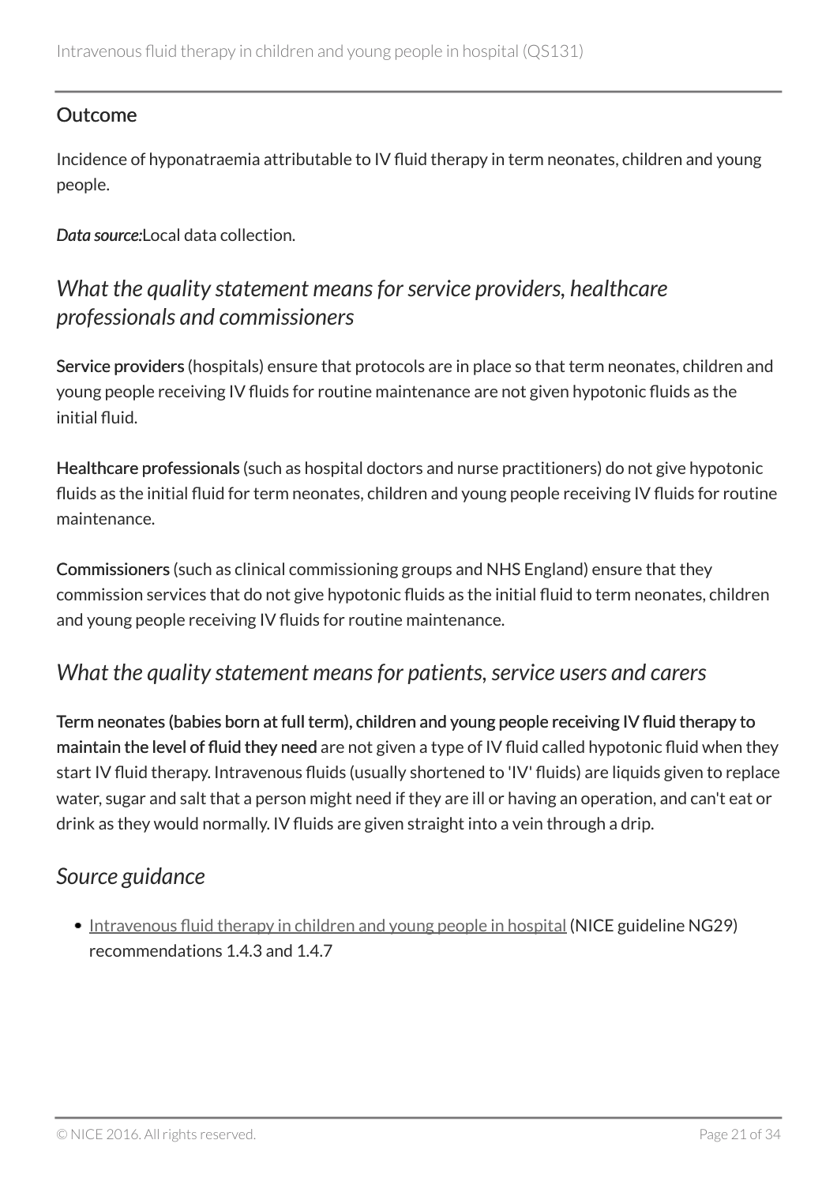#### Outcome

Incidence of hyponatraemia attributable to IV fluid therapy in term neonates, children and young people.

***Data source:***Local data collection.

### *What the quality statement means for service providers, healthcare professionals and commissioners*

**Service providers** (hospitals) ensure that protocols are in place so that term neonates, children and young people receiving IV fluids for routine maintenance are not given hypotonic fluids as the initial fluid.

**Healthcare professionals** (such as hospital doctors and nurse practitioners) do not give hypotonic fluids as the initial fluid for term neonates, children and young people receiving IV fluids for routine maintenance.

**Commissioners** (such as clinical commissioning groups and NHS England) ensure that they commission services that do not give hypotonic fluids as the initial fluid to term neonates, children and young people receiving IV fluids for routine maintenance.

### *What the quality statement means for patients, service users and carers*

**Term neonates (babies born at full term), children and young people receiving IV fluid therapy to maintain the level of fluid they need** are not given a type of IV fluid called hypotonic fluid when they start IV fluid therapy. Intravenous fluids (usually shortened to 'IV' fluids) are liquids given to replace water, sugar and salt that a person might need if they are ill or having an operation, and can't eat or drink as they would normally. IV fluids are given straight into a vein through a drip.

### *Source guidance*

- Intravenous fluid therapy in children and young people in hospital (NICE guideline NG29) recommendations 1.4.3 and 1.4.7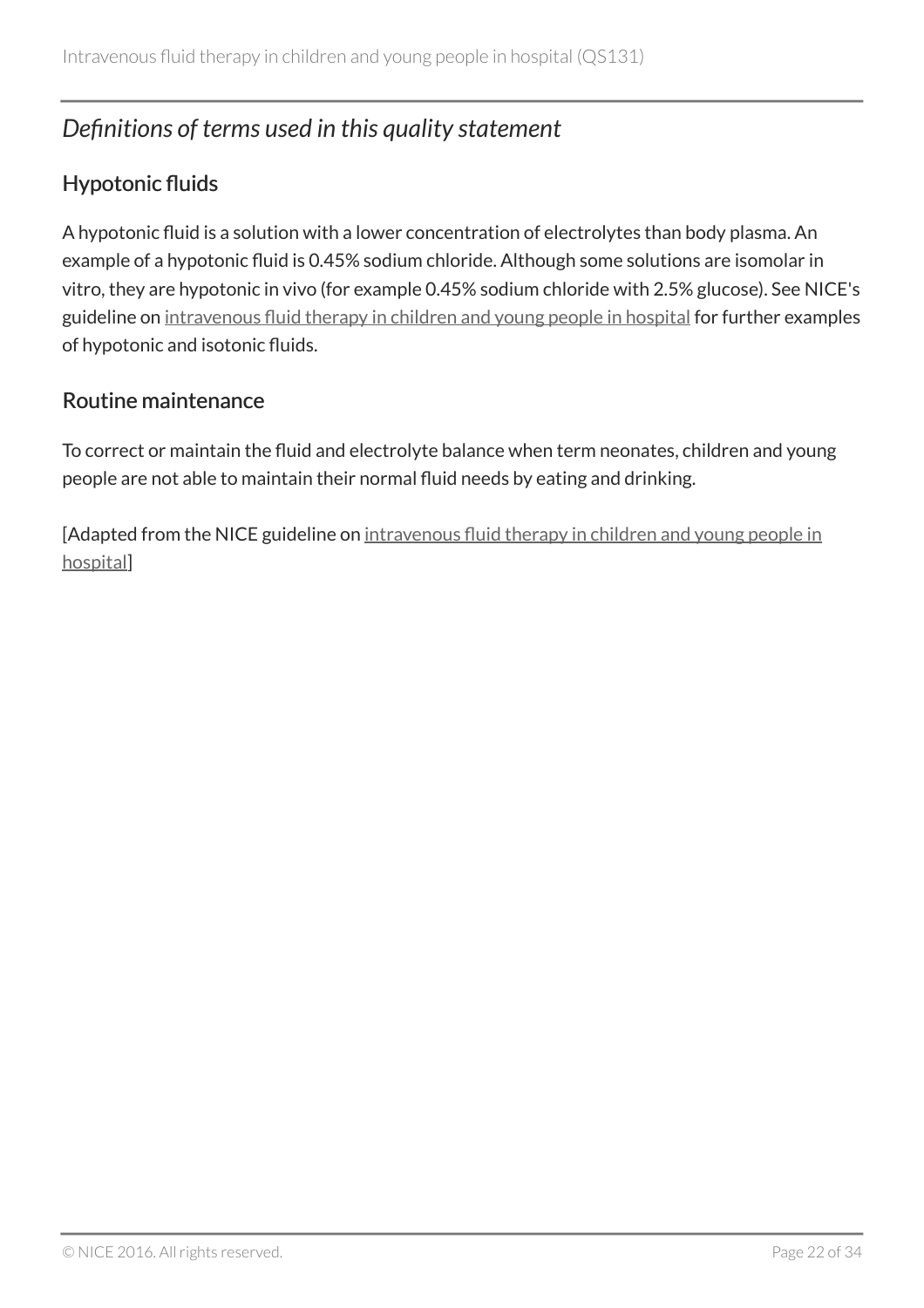## *Definitions of terms used in this quality statement*

### Hypotonic fluids

A hypotonic fluid is a solution with a lower concentration of electrolytes than body plasma. An example of a hypotonic fluid is 0.45% sodium chloride. Although some solutions are isomolar in vitro, they are hypotonic in vivo (for example 0.45% sodium chloride with 2.5% glucose). See NICE's guideline on intravenous fluid therapy in children and young people in hospital for further examples of hypotonic and isotonic fluids.

### Routine maintenance

To correct or maintain the fluid and electrolyte balance when term neonates, children and young people are not able to maintain their normal fluid needs by eating and drinking.

[Adapted from the NICE guideline on intravenous fluid therapy in children and young people in hospital]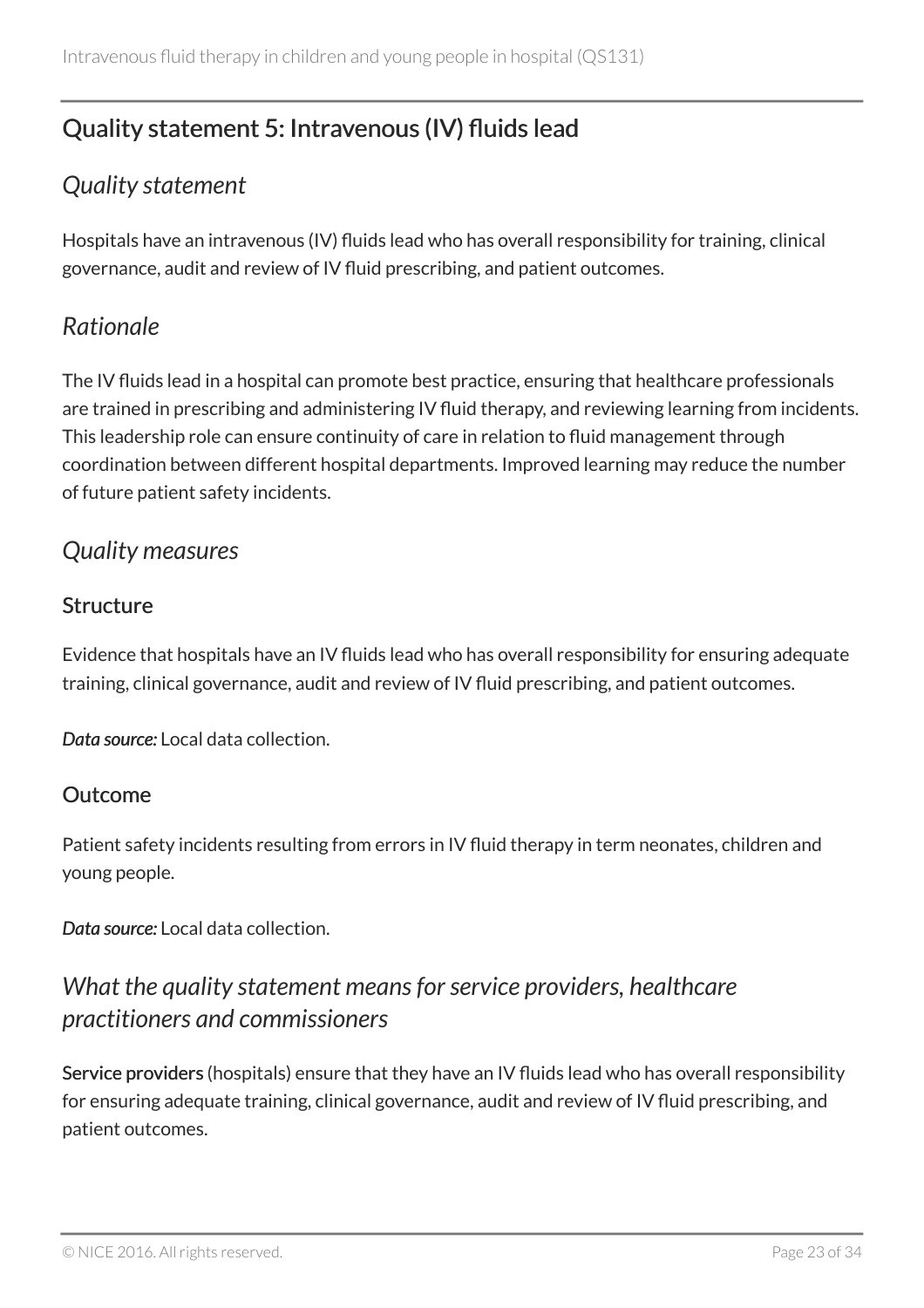## Quality statement 5: Intravenous (IV) fluids lead

### *Quality statement*

Hospitals have an intravenous (IV) fluids lead who has overall responsibility for training, clinical governance, audit and review of IV fluid prescribing, and patient outcomes.

### *Rationale*

The IV fluids lead in a hospital can promote best practice, ensuring that healthcare professionals are trained in prescribing and administering IV fluid therapy, and reviewing learning from incidents. This leadership role can ensure continuity of care in relation to fluid management through coordination between different hospital departments. Improved learning may reduce the number of future patient safety incidents.

### *Quality measures*

#### Structure

Evidence that hospitals have an IV fluids lead who has overall responsibility for ensuring adequate training, clinical governance, audit and review of IV fluid prescribing, and patient outcomes.

***Data source:*** Local data collection.

#### Outcome

Patient safety incidents resulting from errors in IV fluid therapy in term neonates, children and young people.

***Data source:*** Local data collection.

### *What the quality statement means for service providers, healthcare practitioners and commissioners*

**Service providers** (hospitals) ensure that they have an IV fluids lead who has overall responsibility for ensuring adequate training, clinical governance, audit and review of IV fluid prescribing, and patient outcomes.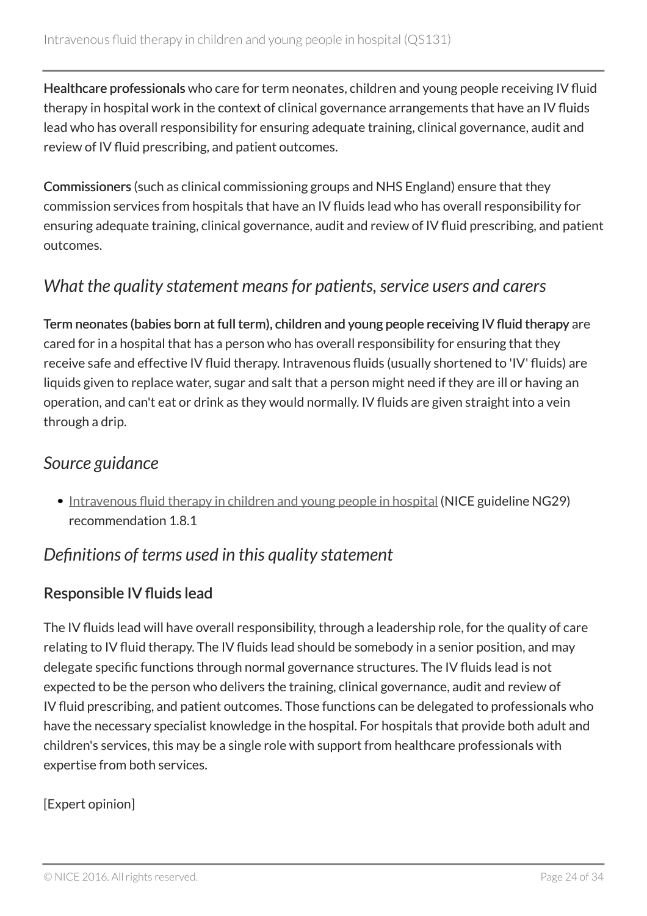**Healthcare professionals** who care for term neonates, children and young people receiving IV fluid therapy in hospital work in the context of clinical governance arrangements that have an IV fluids lead who has overall responsibility for ensuring adequate training, clinical governance, audit and review of IV fluid prescribing, and patient outcomes.

**Commissioners** (such as clinical commissioning groups and NHS England) ensure that they commission services from hospitals that have an IV fluids lead who has overall responsibility for ensuring adequate training, clinical governance, audit and review of IV fluid prescribing, and patient outcomes.

## *What the quality statement means for patients, service users and carers*

**Term neonates (babies born at full term), children and young people receiving IV fluid therapy** are cared for in a hospital that has a person who has overall responsibility for ensuring that they receive safe and effective IV fluid therapy. Intravenous fluids (usually shortened to 'IV' fluids) are liquids given to replace water, sugar and salt that a person might need if they are ill or having an operation, and can't eat or drink as they would normally. IV fluids are given straight into a vein through a drip.

## *Source guidance*

- Intravenous fluid therapy in children and young people in hospital (NICE guideline NG29) recommendation 1.8.1

## *Definitions of terms used in this quality statement*

### Responsible IV fluids lead

The IV fluids lead will have overall responsibility, through a leadership role, for the quality of care relating to IV fluid therapy. The IV fluids lead should be somebody in a senior position, and may delegate specific functions through normal governance structures. The IV fluids lead is not expected to be the person who delivers the training, clinical governance, audit and review of IV fluid prescribing, and patient outcomes. Those functions can be delegated to professionals who have the necessary specialist knowledge in the hospital. For hospitals that provide both adult and children's services, this may be a single role with support from healthcare professionals with expertise from both services.

[Expert opinion]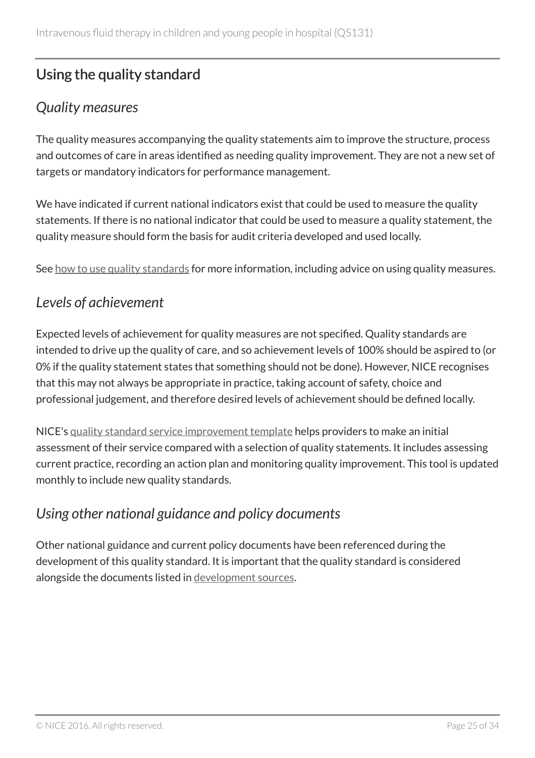## Using the quality standard

### *Quality measures*

The quality measures accompanying the quality statements aim to improve the structure, process and outcomes of care in areas identified as needing quality improvement. They are not a new set of targets or mandatory indicators for performance management.

We have indicated if current national indicators exist that could be used to measure the quality statements. If there is no national indicator that could be used to measure a quality statement, the quality measure should form the basis for audit criteria developed and used locally.

See how to use quality standards for more information, including advice on using quality measures.

### *Levels of achievement*

Expected levels of achievement for quality measures are not specified. Quality standards are intended to drive up the quality of care, and so achievement levels of 100% should be aspired to (or 0% if the quality statement states that something should not be done). However, NICE recognises that this may not always be appropriate in practice, taking account of safety, choice and professional judgement, and therefore desired levels of achievement should be defined locally.

NICE's quality standard service improvement template helps providers to make an initial assessment of their service compared with a selection of quality statements. It includes assessing current practice, recording an action plan and monitoring quality improvement. This tool is updated monthly to include new quality standards.

### *Using other national guidance and policy documents*

Other national guidance and current policy documents have been referenced during the development of this quality standard. It is important that the quality standard is considered alongside the documents listed in development sources.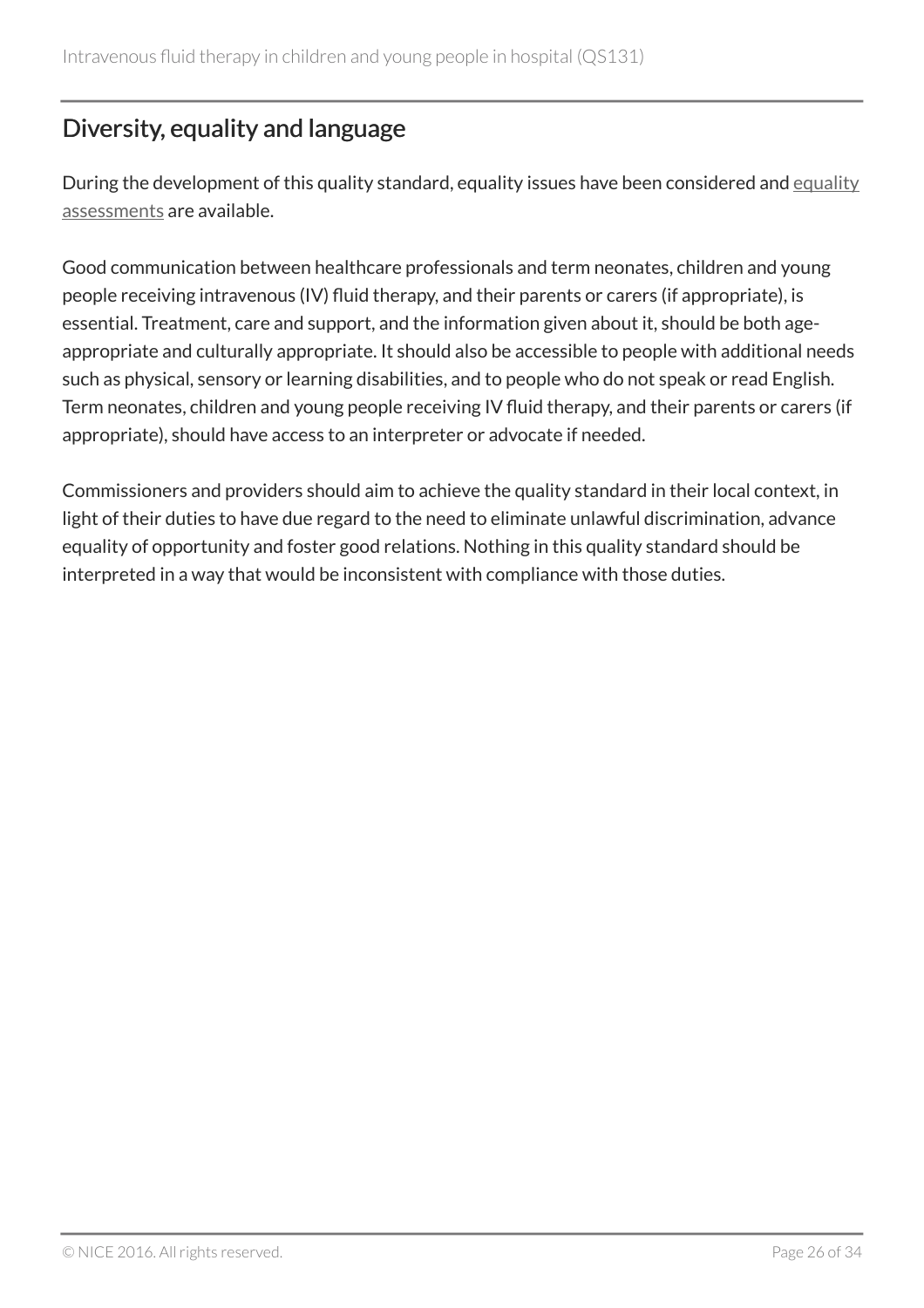## Diversity, equality and language

During the development of this quality standard, equality issues have been considered and equality assessments are available.

Good communication between healthcare professionals and term neonates, children and young people receiving intravenous (IV) fluid therapy, and their parents or carers (if appropriate), is essential. Treatment, care and support, and the information given about it, should be both age-appropriate and culturally appropriate. It should also be accessible to people with additional needs such as physical, sensory or learning disabilities, and to people who do not speak or read English. Term neonates, children and young people receiving IV fluid therapy, and their parents or carers (if appropriate), should have access to an interpreter or advocate if needed.

Commissioners and providers should aim to achieve the quality standard in their local context, in light of their duties to have due regard to the need to eliminate unlawful discrimination, advance equality of opportunity and foster good relations. Nothing in this quality standard should be interpreted in a way that would be inconsistent with compliance with those duties.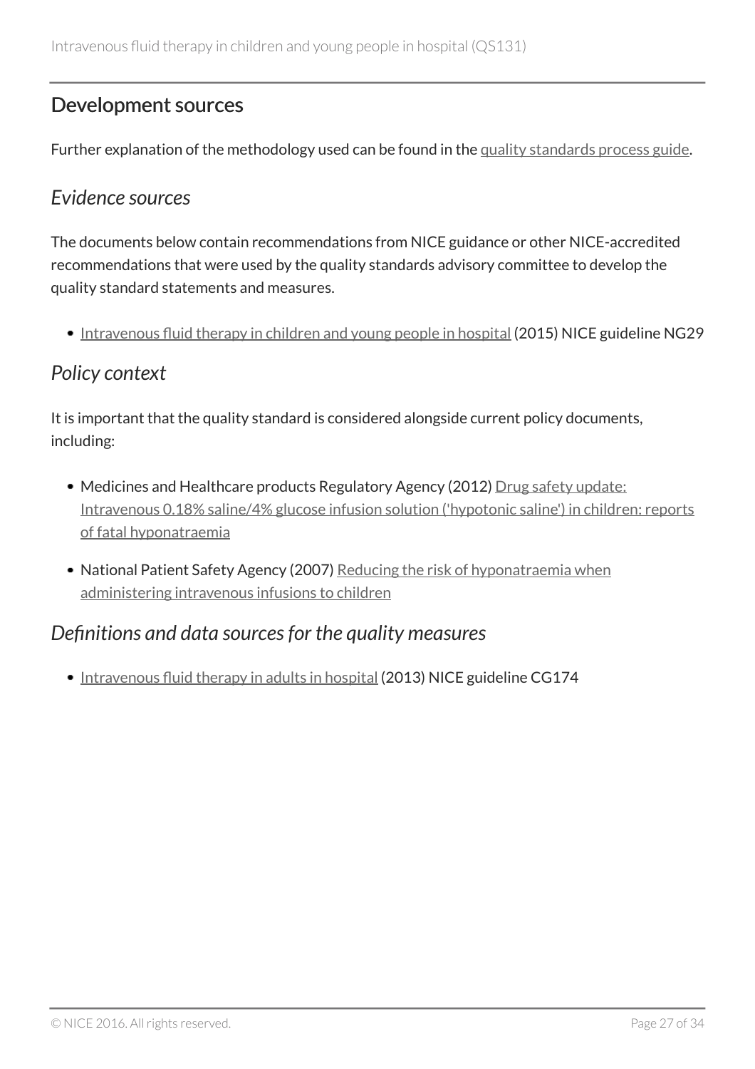## Development sources

Further explanation of the methodology used can be found in the quality standards process guide.

### *Evidence sources*

The documents below contain recommendations from NICE guidance or other NICE-accredited recommendations that were used by the quality standards advisory committee to develop the quality standard statements and measures.

- Intravenous fluid therapy in children and young people in hospital (2015) NICE guideline NG29

### *Policy context*

It is important that the quality standard is considered alongside current policy documents, including:

- Medicines and Healthcare products Regulatory Agency (2012) Drug safety update: Intravenous 0.18% saline/4% glucose infusion solution ('hypotonic saline') in children: reports of fatal hyponatraemia
- National Patient Safety Agency (2007) Reducing the risk of hyponatraemia when administering intravenous infusions to children

### *Definitions and data sources for the quality measures*

- Intravenous fluid therapy in adults in hospital (2013) NICE guideline CG174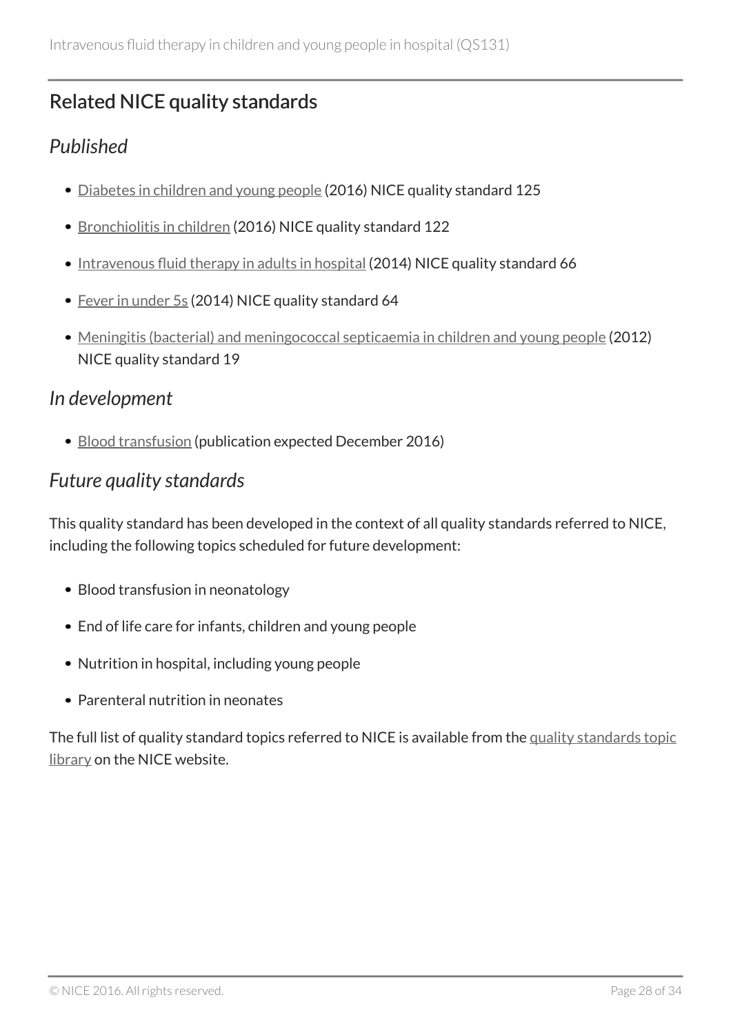## Related NICE quality standards

### *Published*

- Diabetes in children and young people (2016) NICE quality standard 125
- Bronchiolitis in children (2016) NICE quality standard 122
- Intravenous fluid therapy in adults in hospital (2014) NICE quality standard 66
- Fever in under 5s (2014) NICE quality standard 64
- Meningitis (bacterial) and meningococcal septicaemia in children and young people (2012) NICE quality standard 19

### *In development*

- Blood transfusion (publication expected December 2016)

### *Future quality standards*

This quality standard has been developed in the context of all quality standards referred to NICE, including the following topics scheduled for future development:

- Blood transfusion in neonatology
- End of life care for infants, children and young people
- Nutrition in hospital, including young people
- Parenteral nutrition in neonates

The full list of quality standard topics referred to NICE is available from the quality standards topic library on the NICE website.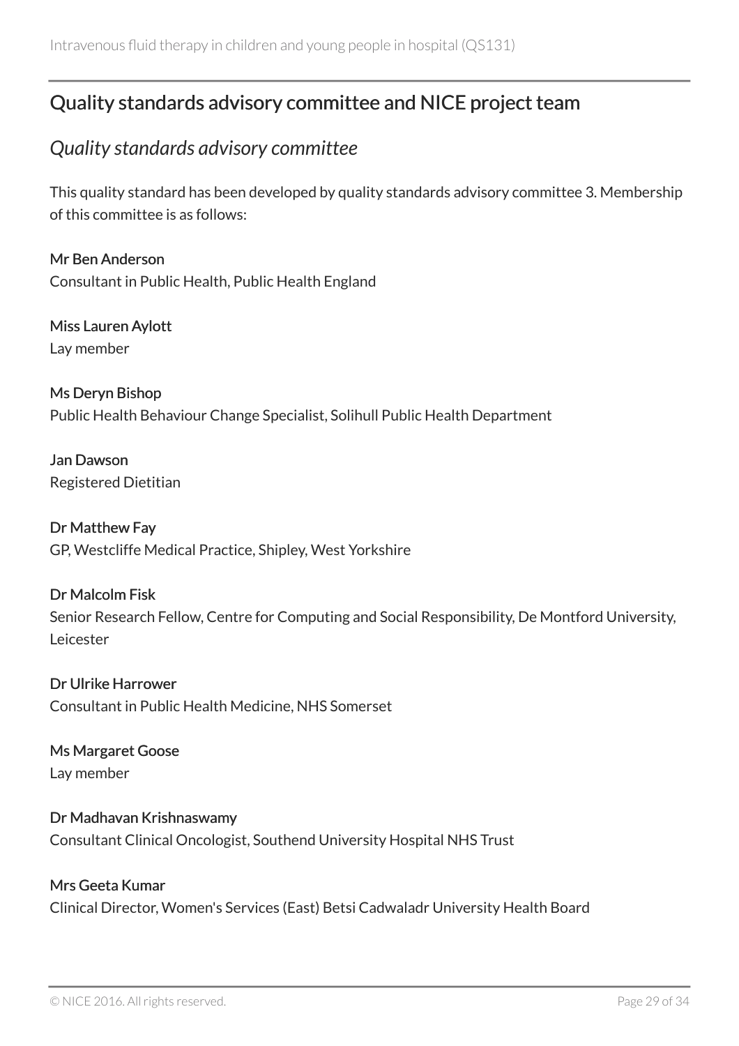## Quality standards advisory committee and NICE project team

### *Quality standards advisory committee*

This quality standard has been developed by quality standards advisory committee 3. Membership of this committee is as follows:

**Mr Ben Anderson**
Consultant in Public Health, Public Health England

**Miss Lauren Aylott**
Lay member

**Ms Deryn Bishop**
Public Health Behaviour Change Specialist, Solihull Public Health Department

**Jan Dawson**
Registered Dietitian

**Dr Matthew Fay**
GP, Westcliffe Medical Practice, Shipley, West Yorkshire

**Dr Malcolm Fisk**
Senior Research Fellow, Centre for Computing and Social Responsibility, De Montford University, Leicester

**Dr Ulrike Harrower**
Consultant in Public Health Medicine, NHS Somerset

**Ms Margaret Goose**
Lay member

**Dr Madhavan Krishnaswamy**
Consultant Clinical Oncologist, Southend University Hospital NHS Trust

**Mrs Geeta Kumar**
Clinical Director, Women's Services (East) Betsi Cadwaladr University Health Board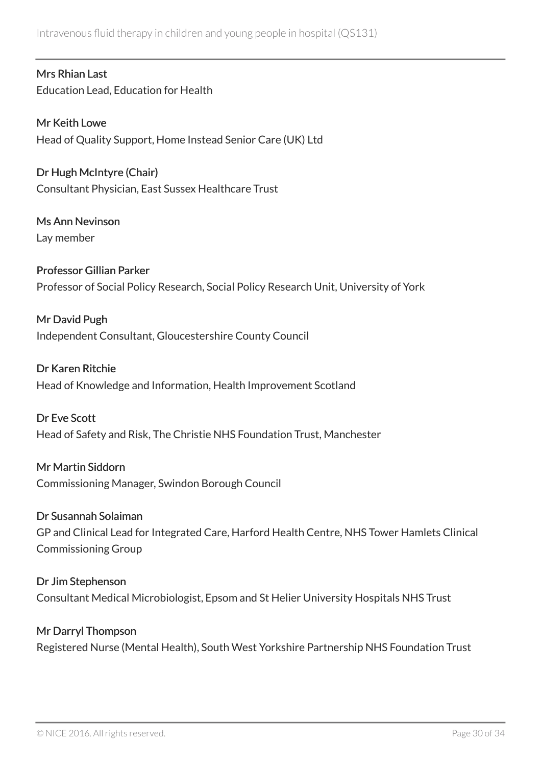**Mrs Rhian Last**
Education Lead, Education for Health

**Mr Keith Lowe**
Head of Quality Support, Home Instead Senior Care (UK) Ltd

**Dr Hugh McIntyre (Chair)**
Consultant Physician, East Sussex Healthcare Trust

**Ms Ann Nevinson**
Lay member

**Professor Gillian Parker**
Professor of Social Policy Research, Social Policy Research Unit, University of York

**Mr David Pugh**
Independent Consultant, Gloucestershire County Council

**Dr Karen Ritchie**
Head of Knowledge and Information, Health Improvement Scotland

**Dr Eve Scott**
Head of Safety and Risk, The Christie NHS Foundation Trust, Manchester

**Mr Martin Siddorn**
Commissioning Manager, Swindon Borough Council

**Dr Susannah Solaiman**
GP and Clinical Lead for Integrated Care, Harford Health Centre, NHS Tower Hamlets Clinical Commissioning Group

**Dr Jim Stephenson**
Consultant Medical Microbiologist, Epsom and St Helier University Hospitals NHS Trust

**Mr Darryl Thompson**
Registered Nurse (Mental Health), South West Yorkshire Partnership NHS Foundation Trust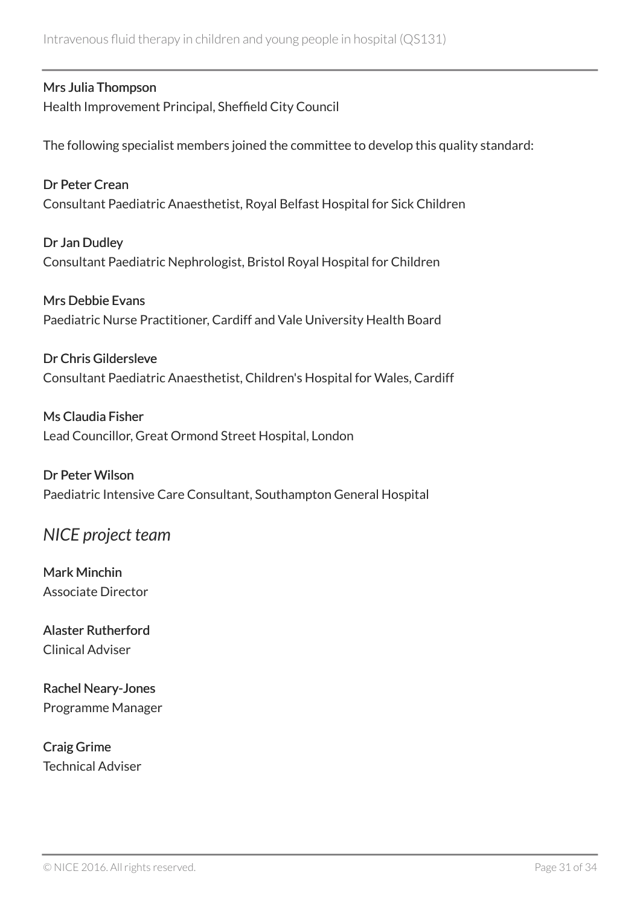**Mrs Julia Thompson**
Health Improvement Principal, Sheffield City Council

The following specialist members joined the committee to develop this quality standard:

**Dr Peter Crean**
Consultant Paediatric Anaesthetist, Royal Belfast Hospital for Sick Children

**Dr Jan Dudley**
Consultant Paediatric Nephrologist, Bristol Royal Hospital for Children

**Mrs Debbie Evans**
Paediatric Nurse Practitioner, Cardiff and Vale University Health Board

**Dr Chris Gildersleve**
Consultant Paediatric Anaesthetist, Children's Hospital for Wales, Cardiff

**Ms Claudia Fisher**
Lead Councillor, Great Ormond Street Hospital, London

**Dr Peter Wilson**
Paediatric Intensive Care Consultant, Southampton General Hospital

## *NICE project team*

**Mark Minchin**
Associate Director

**Alaster Rutherford**
Clinical Adviser

**Rachel Neary-Jones**
Programme Manager

**Craig Grime**
Technical Adviser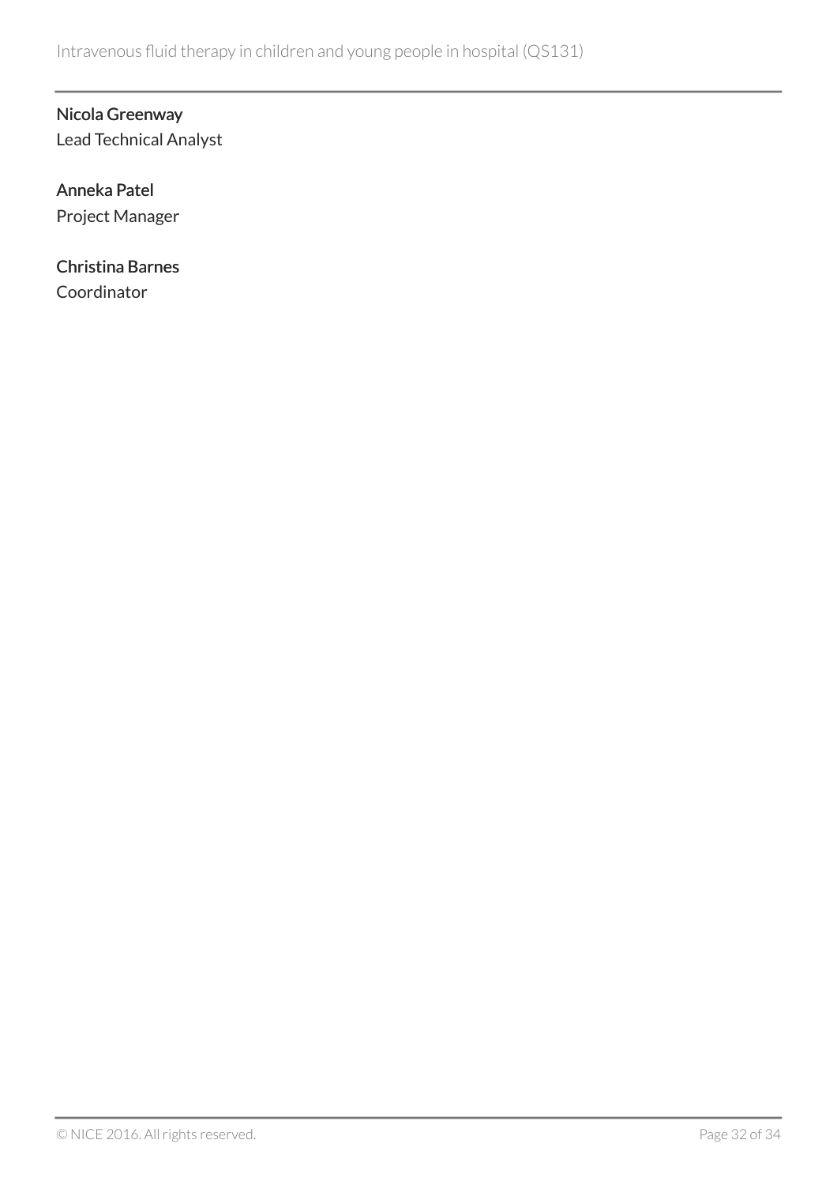**Nicola Greenway**
Lead Technical Analyst

**Anneka Patel**
Project Manager

**Christina Barnes**
Coordinator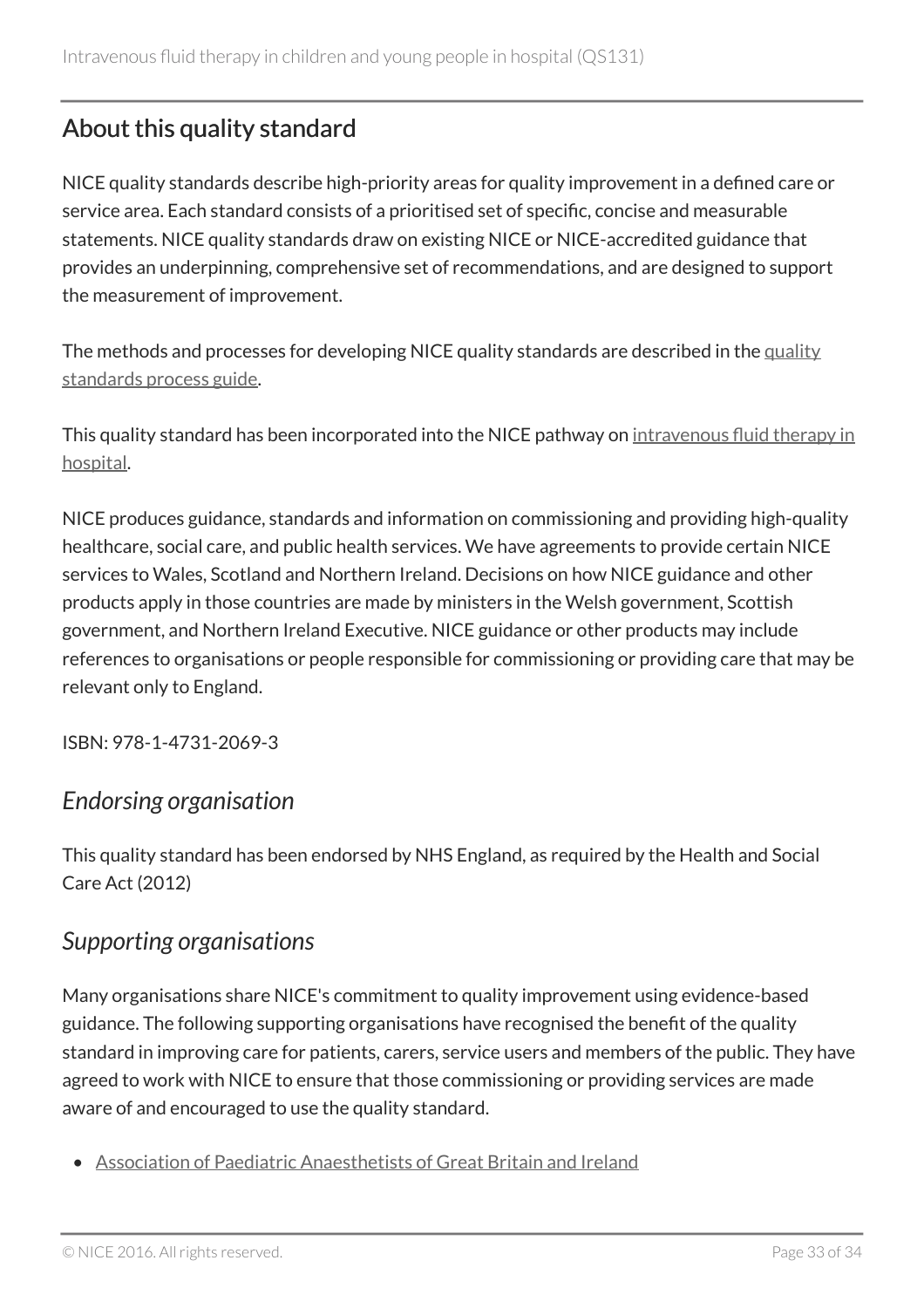## About this quality standard

NICE quality standards describe high-priority areas for quality improvement in a defined care or service area. Each standard consists of a prioritised set of specific, concise and measurable statements. NICE quality standards draw on existing NICE or NICE-accredited guidance that provides an underpinning, comprehensive set of recommendations, and are designed to support the measurement of improvement.

The methods and processes for developing NICE quality standards are described in the quality standards process guide.

This quality standard has been incorporated into the NICE pathway on intravenous fluid therapy in hospital.

NICE produces guidance, standards and information on commissioning and providing high-quality healthcare, social care, and public health services. We have agreements to provide certain NICE services to Wales, Scotland and Northern Ireland. Decisions on how NICE guidance and other products apply in those countries are made by ministers in the Welsh government, Scottish government, and Northern Ireland Executive. NICE guidance or other products may include references to organisations or people responsible for commissioning or providing care that may be relevant only to England.

ISBN: 978-1-4731-2069-3

### *Endorsing organisation*

This quality standard has been endorsed by NHS England, as required by the Health and Social Care Act (2012)

### *Supporting organisations*

Many organisations share NICE's commitment to quality improvement using evidence-based guidance. The following supporting organisations have recognised the benefit of the quality standard in improving care for patients, carers, service users and members of the public. They have agreed to work with NICE to ensure that those commissioning or providing services are made aware of and encouraged to use the quality standard.

- Association of Paediatric Anaesthetists of Great Britain and Ireland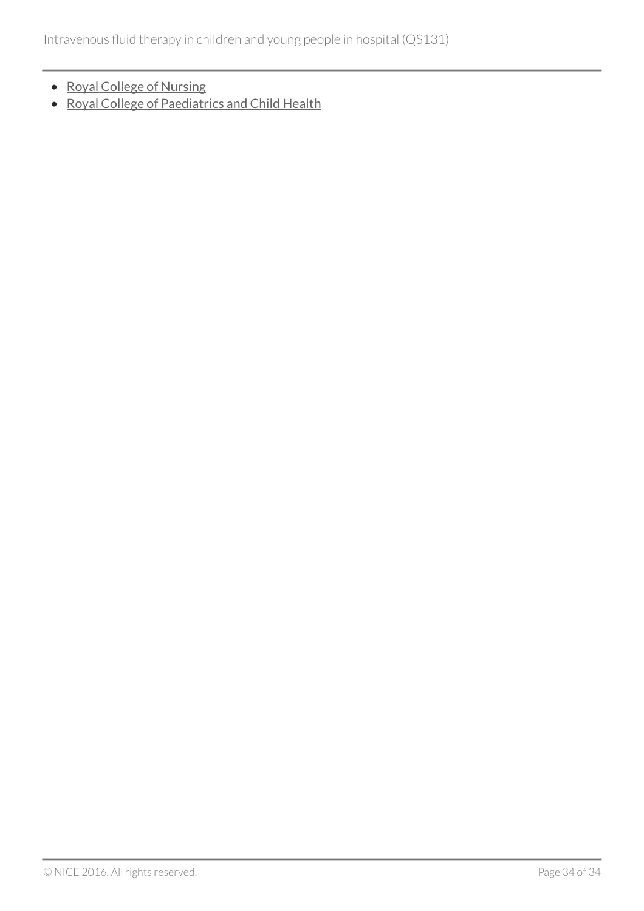- Royal College of Nursing
- Royal College of Paediatrics and Child Health